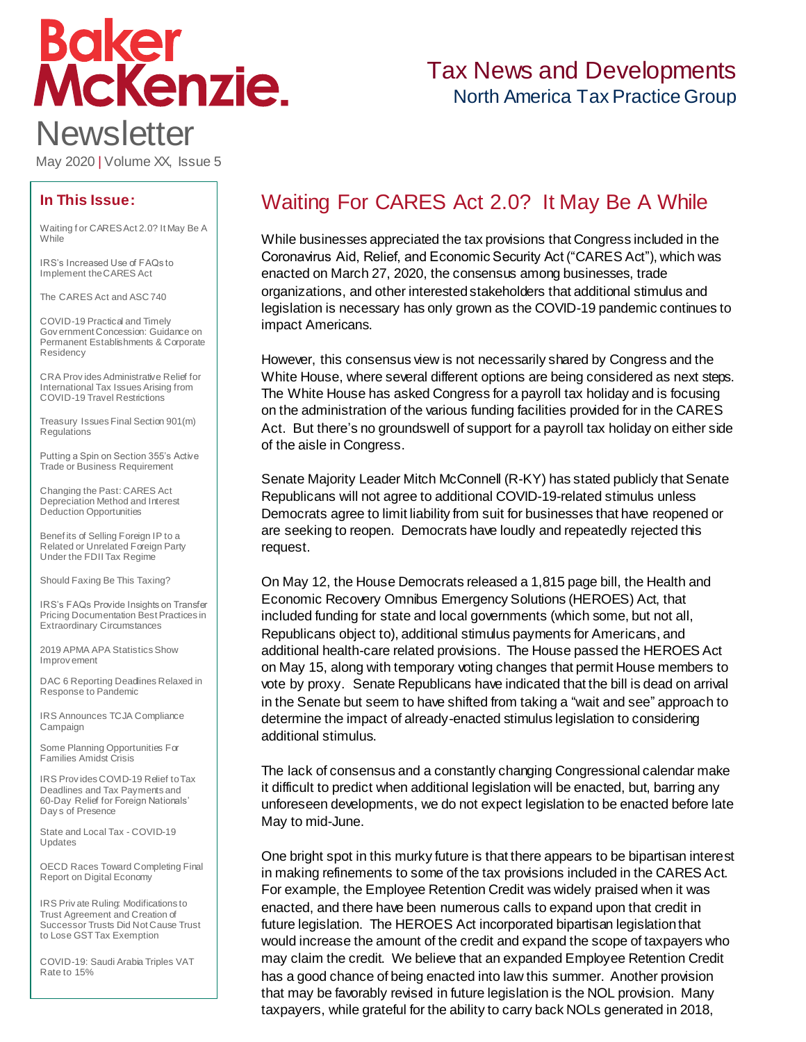# Baker McKenzie.

# Newsletter

May 2020 | Volume XX, Issue 5

## Tax News and Developments
North America Tax Practice Group

### In This Issue:

- Waiting for CARES Act 2.0? It May Be A While
- IRS's Increased Use of FAQs to Implement the CARES Act
- The CARES Act and ASC 740
- COVID-19 Practical and Timely Government Concession: Guidance on Permanent Establishments & Corporate Residency
- CRA Provides Administrative Relief for International Tax Issues Arising from COVID-19 Travel Restrictions
- Treasury Issues Final Section 901(m) Regulations
- Putting a Spin on Section 355's Active Trade or Business Requirement
- Changing the Past: CARES Act Depreciation Method and Interest Deduction Opportunities
- Benefits of Selling Foreign IP to a Related or Unrelated Foreign Party Under the FDII Tax Regime
- Should Faxing Be This Taxing?
- IRS's FAQs Provide Insights on Transfer Pricing Documentation Best Practices in Extraordinary Circumstances
- 2019 APMA APA Statistics Show Improvement
- DAC 6 Reporting Deadlines Relaxed in Response to Pandemic
- IRS Announces TCJA Compliance Campaign
- Some Planning Opportunities For Families Amidst Crisis
- IRS Provides COVID-19 Relief to Tax Deadlines and Tax Payments and 60-Day Relief for Foreign Nationals' Days of Presence
- State and Local Tax - COVID-19 Updates
- OECD Races Toward Completing Final Report on Digital Economy
- IRS Private Ruling: Modifications to Trust Agreement and Creation of Successor Trusts Did Not Cause Trust to Lose GST Tax Exemption
- COVID-19: Saudi Arabia Triples VAT Rate to 15%

# Waiting For CARES Act 2.0? It May Be A While

While businesses appreciated the tax provisions that Congress included in the Coronavirus Aid, Relief, and Economic Security Act ("CARES Act"), which was enacted on March 27, 2020, the consensus among businesses, trade organizations, and other interested stakeholders that additional stimulus and legislation is necessary has only grown as the COVID-19 pandemic continues to impact Americans.

However, this consensus view is not necessarily shared by Congress and the White House, where several different options are being considered as next steps. The White House has asked Congress for a payroll tax holiday and is focusing on the administration of the various funding facilities provided for in the CARES Act. But there's no groundswell of support for a payroll tax holiday on either side of the aisle in Congress.

Senate Majority Leader Mitch McConnell (R-KY) has stated publicly that Senate Republicans will not agree to additional COVID-19-related stimulus unless Democrats agree to limit liability from suit for businesses that have reopened or are seeking to reopen. Democrats have loudly and repeatedly rejected this request.

On May 12, the House Democrats released a 1,815 page bill, the Health and Economic Recovery Omnibus Emergency Solutions (HEROES) Act, that included funding for state and local governments (which some, but not all, Republicans object to), additional stimulus payments for Americans, and additional health-care related provisions. The House passed the HEROES Act on May 15, along with temporary voting changes that permit House members to vote by proxy. Senate Republicans have indicated that the bill is dead on arrival in the Senate but seem to have shifted from taking a "wait and see" approach to determine the impact of already-enacted stimulus legislation to considering additional stimulus.

The lack of consensus and a constantly changing Congressional calendar make it difficult to predict when additional legislation will be enacted, but, barring any unforeseen developments, we do not expect legislation to be enacted before late May to mid-June.

One bright spot in this murky future is that there appears to be bipartisan interest in making refinements to some of the tax provisions included in the CARES Act. For example, the Employee Retention Credit was widely praised when it was enacted, and there have been numerous calls to expand upon that credit in future legislation. The HEROES Act incorporated bipartisan legislation that would increase the amount of the credit and expand the scope of taxpayers who may claim the credit. We believe that an expanded Employee Retention Credit has a good chance of being enacted into law this summer. Another provision that may be favorably revised in future legislation is the NOL provision. Many taxpayers, while grateful for the ability to carry back NOLs generated in 2018,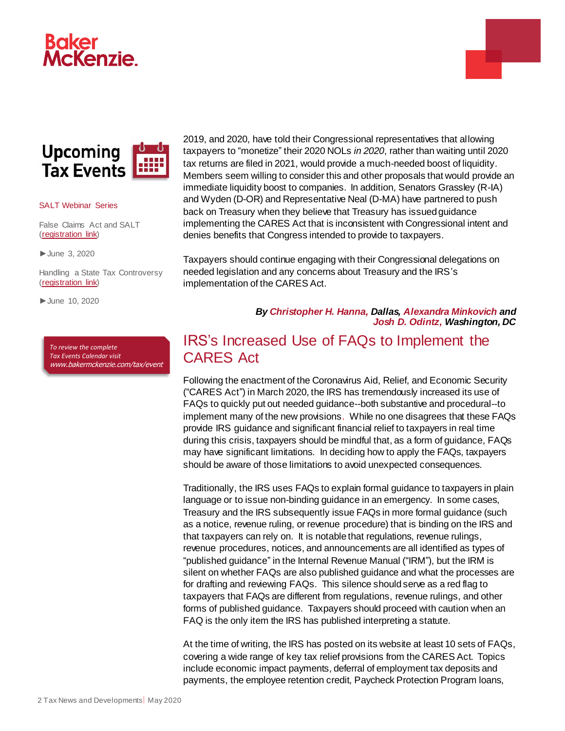## Upcoming Tax Events

SALT Webinar Series

False Claims Act and SALT ([registration link](#))

►June 3, 2020

Handling a State Tax Controversy ([registration link](#))

►June 10, 2020

*To review the complete Tax Events Calendar visit www.bakermckenzie.com/tax/event*

2019, and 2020, have told their Congressional representatives that allowing taxpayers to "monetize" their 2020 NOLs *in 2020*, rather than waiting until 2020 tax returns are filed in 2021, would provide a much-needed boost of liquidity. Members seem willing to consider this and other proposals that would provide an immediate liquidity boost to companies. In addition, Senators Grassley (R-IA) and Wyden (D-OR) and Representative Neal (D-MA) have partnered to push back on Treasury when they believe that Treasury has issued guidance implementing the CARES Act that is inconsistent with Congressional intent and denies benefits that Congress intended to provide to taxpayers.

Taxpayers should continue engaging with their Congressional delegations on needed legislation and any concerns about Treasury and the IRS's implementation of the CARES Act.

***By Christopher H. Hanna, Dallas, Alexandra Minkovich and Josh D. Odintz, Washington, DC***

## IRS's Increased Use of FAQs to Implement the CARES Act

Following the enactment of the Coronavirus Aid, Relief, and Economic Security ("CARES Act") in March 2020, the IRS has tremendously increased its use of FAQs to quickly put out needed guidance--both substantive and procedural--to implement many of the new provisions. While no one disagrees that these FAQs provide IRS guidance and significant financial relief to taxpayers in real time during this crisis, taxpayers should be mindful that, as a form of guidance, FAQs may have significant limitations. In deciding how to apply the FAQs, taxpayers should be aware of those limitations to avoid unexpected consequences.

Traditionally, the IRS uses FAQs to explain formal guidance to taxpayers in plain language or to issue non-binding guidance in an emergency. In some cases, Treasury and the IRS subsequently issue FAQs in more formal guidance (such as a notice, revenue ruling, or revenue procedure) that is binding on the IRS and that taxpayers can rely on. It is notable that regulations, revenue rulings, revenue procedures, notices, and announcements are all identified as types of "published guidance" in the Internal Revenue Manual ("IRM"), but the IRM is silent on whether FAQs are also published guidance and what the processes are for drafting and reviewing FAQs. This silence should serve as a red flag to taxpayers that FAQs are different from regulations, revenue rulings, and other forms of published guidance. Taxpayers should proceed with caution when an FAQ is the only item the IRS has published interpreting a statute.

At the time of writing, the IRS has posted on its website at least 10 sets of FAQs, covering a wide range of key tax relief provisions from the CARES Act. Topics include economic impact payments, deferral of employment tax deposits and payments, the employee retention credit, Paycheck Protection Program loans,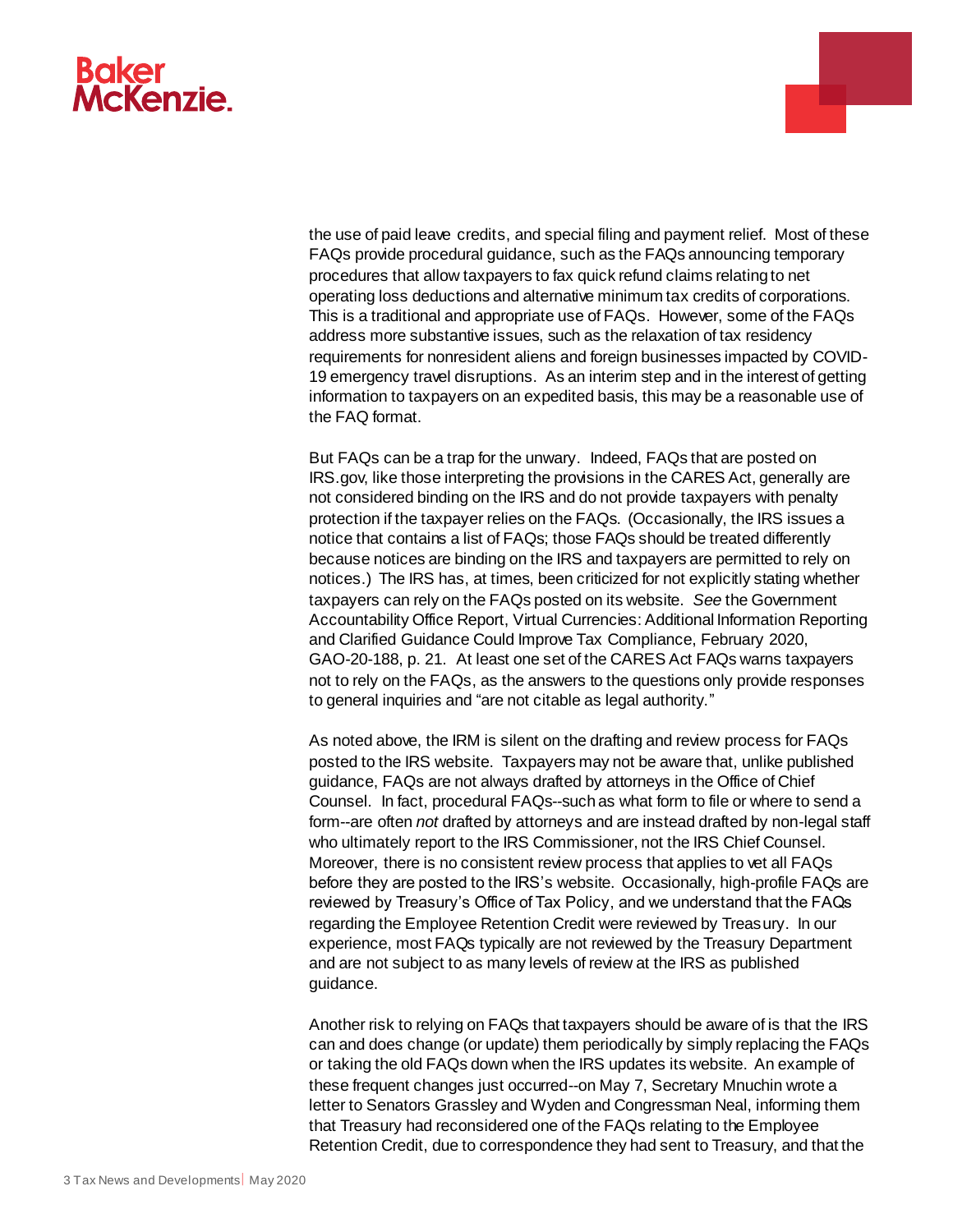the use of paid leave credits, and special filing and payment relief. Most of these FAQs provide procedural guidance, such as the FAQs announcing temporary procedures that allow taxpayers to fax quick refund claims relating to net operating loss deductions and alternative minimum tax credits of corporations. This is a traditional and appropriate use of FAQs. However, some of the FAQs address more substantive issues, such as the relaxation of tax residency requirements for nonresident aliens and foreign businesses impacted by COVID-19 emergency travel disruptions. As an interim step and in the interest of getting information to taxpayers on an expedited basis, this may be a reasonable use of the FAQ format.

But FAQs can be a trap for the unwary. Indeed, FAQs that are posted on IRS.gov, like those interpreting the provisions in the CARES Act, generally are not considered binding on the IRS and do not provide taxpayers with penalty protection if the taxpayer relies on the FAQs. (Occasionally, the IRS issues a notice that contains a list of FAQs; those FAQs should be treated differently because notices are binding on the IRS and taxpayers are permitted to rely on notices.) The IRS has, at times, been criticized for not explicitly stating whether taxpayers can rely on the FAQs posted on its website. *See* the Government Accountability Office Report, Virtual Currencies: Additional Information Reporting and Clarified Guidance Could Improve Tax Compliance, February 2020, GAO-20-188, p. 21. At least one set of the CARES Act FAQs warns taxpayers not to rely on the FAQs, as the answers to the questions only provide responses to general inquiries and "are not citable as legal authority."

As noted above, the IRM is silent on the drafting and review process for FAQs posted to the IRS website. Taxpayers may not be aware that, unlike published guidance, FAQs are not always drafted by attorneys in the Office of Chief Counsel. In fact, procedural FAQs--such as what form to file or where to send a form--are often *not* drafted by attorneys and are instead drafted by non-legal staff who ultimately report to the IRS Commissioner, not the IRS Chief Counsel. Moreover, there is no consistent review process that applies to vet all FAQs before they are posted to the IRS's website. Occasionally, high-profile FAQs are reviewed by Treasury's Office of Tax Policy, and we understand that the FAQs regarding the Employee Retention Credit were reviewed by Treasury. In our experience, most FAQs typically are not reviewed by the Treasury Department and are not subject to as many levels of review at the IRS as published guidance.

Another risk to relying on FAQs that taxpayers should be aware of is that the IRS can and does change (or update) them periodically by simply replacing the FAQs or taking the old FAQs down when the IRS updates its website. An example of these frequent changes just occurred--on May 7, Secretary Mnuchin wrote a letter to Senators Grassley and Wyden and Congressman Neal, informing them that Treasury had reconsidered one of the FAQs relating to the Employee Retention Credit, due to correspondence they had sent to Treasury, and that the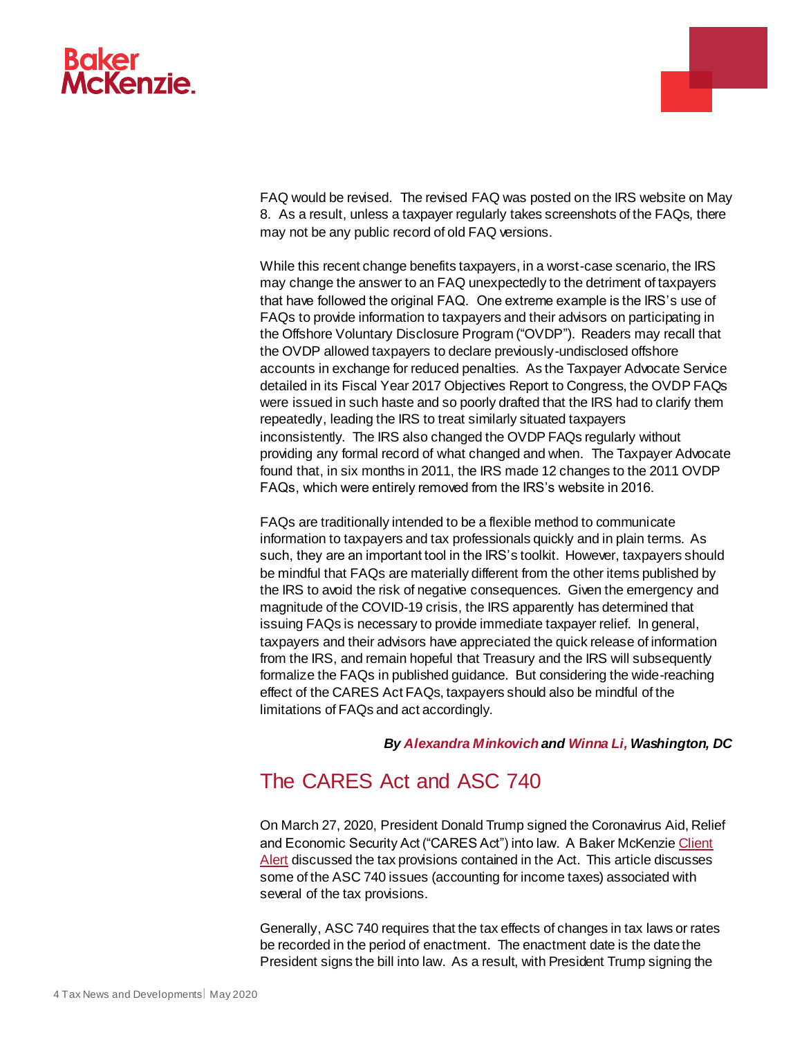FAQ would be revised. The revised FAQ was posted on the IRS website on May 8. As a result, unless a taxpayer regularly takes screenshots of the FAQs, there may not be any public record of old FAQ versions.

While this recent change benefits taxpayers, in a worst-case scenario, the IRS may change the answer to an FAQ unexpectedly to the detriment of taxpayers that have followed the original FAQ. One extreme example is the IRS's use of FAQs to provide information to taxpayers and their advisors on participating in the Offshore Voluntary Disclosure Program ("OVDP"). Readers may recall that the OVDP allowed taxpayers to declare previously-undisclosed offshore accounts in exchange for reduced penalties. As the Taxpayer Advocate Service detailed in its Fiscal Year 2017 Objectives Report to Congress, the OVDP FAQs were issued in such haste and so poorly drafted that the IRS had to clarify them repeatedly, leading the IRS to treat similarly situated taxpayers inconsistently. The IRS also changed the OVDP FAQs regularly without providing any formal record of what changed and when. The Taxpayer Advocate found that, in six months in 2011, the IRS made 12 changes to the 2011 OVDP FAQs, which were entirely removed from the IRS's website in 2016.

FAQs are traditionally intended to be a flexible method to communicate information to taxpayers and tax professionals quickly and in plain terms. As such, they are an important tool in the IRS's toolkit. However, taxpayers should be mindful that FAQs are materially different from the other items published by the IRS to avoid the risk of negative consequences. Given the emergency and magnitude of the COVID-19 crisis, the IRS apparently has determined that issuing FAQs is necessary to provide immediate taxpayer relief. In general, taxpayers and their advisors have appreciated the quick release of information from the IRS, and remain hopeful that Treasury and the IRS will subsequently formalize the FAQs in published guidance. But considering the wide-reaching effect of the CARES Act FAQs, taxpayers should also be mindful of the limitations of FAQs and act accordingly.

***By Alexandra Minkovich and Winna Li, Washington, DC***

## The CARES Act and ASC 740

On March 27, 2020, President Donald Trump signed the Coronavirus Aid, Relief and Economic Security Act ("CARES Act") into law. A Baker McKenzie Client Alert discussed the tax provisions contained in the Act. This article discusses some of the ASC 740 issues (accounting for income taxes) associated with several of the tax provisions.

Generally, ASC 740 requires that the tax effects of changes in tax laws or rates be recorded in the period of enactment. The enactment date is the date the President signs the bill into law. As a result, with President Trump signing the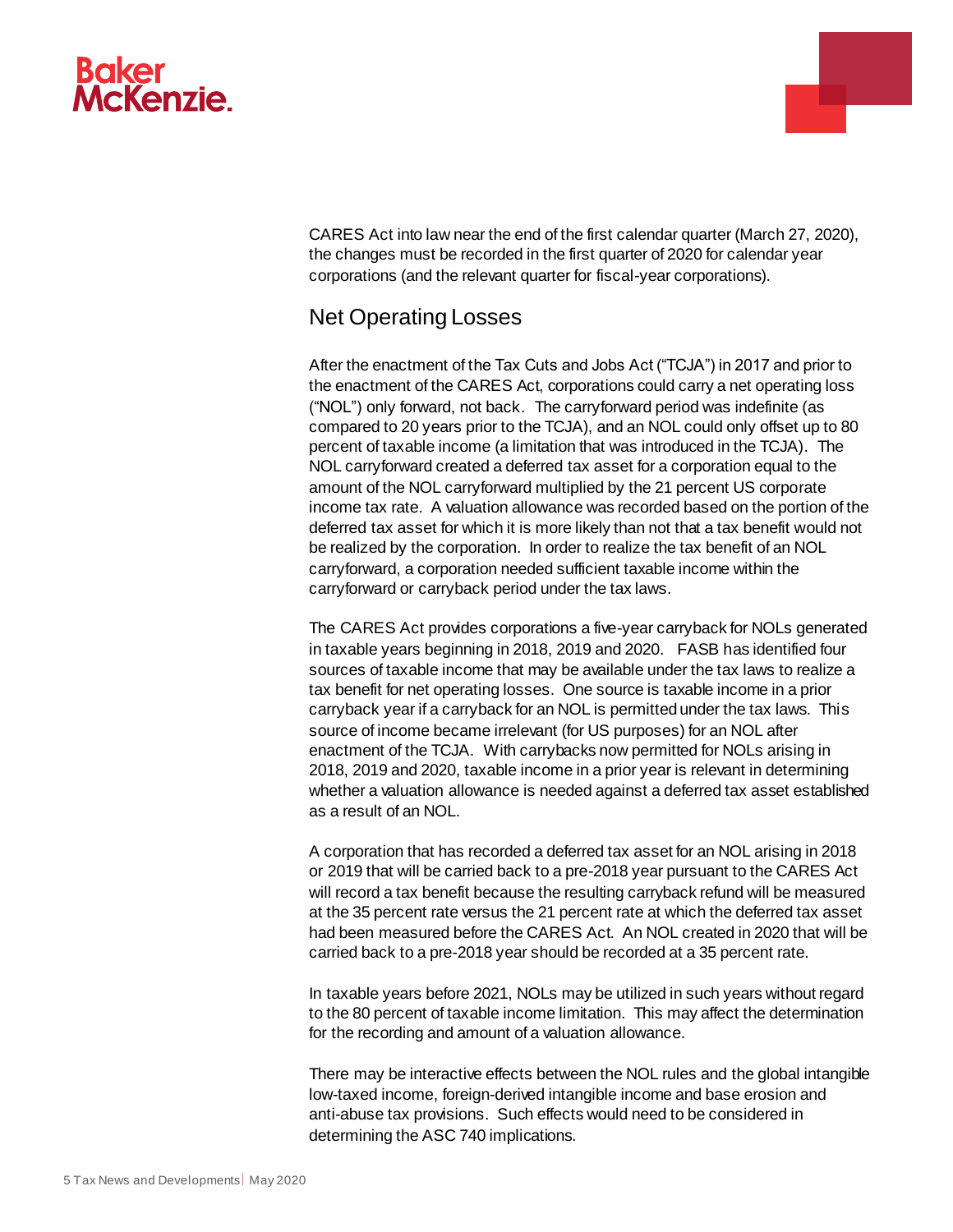CARES Act into law near the end of the first calendar quarter (March 27, 2020), the changes must be recorded in the first quarter of 2020 for calendar year corporations (and the relevant quarter for fiscal-year corporations).

## Net Operating Losses

After the enactment of the Tax Cuts and Jobs Act ("TCJA") in 2017 and prior to the enactment of the CARES Act, corporations could carry a net operating loss ("NOL") only forward, not back. The carryforward period was indefinite (as compared to 20 years prior to the TCJA), and an NOL could only offset up to 80 percent of taxable income (a limitation that was introduced in the TCJA). The NOL carryforward created a deferred tax asset for a corporation equal to the amount of the NOL carryforward multiplied by the 21 percent US corporate income tax rate. A valuation allowance was recorded based on the portion of the deferred tax asset for which it is more likely than not that a tax benefit would not be realized by the corporation. In order to realize the tax benefit of an NOL carryforward, a corporation needed sufficient taxable income within the carryforward or carryback period under the tax laws.

The CARES Act provides corporations a five-year carryback for NOLs generated in taxable years beginning in 2018, 2019 and 2020. FASB has identified four sources of taxable income that may be available under the tax laws to realize a tax benefit for net operating losses. One source is taxable income in a prior carryback year if a carryback for an NOL is permitted under the tax laws. This source of income became irrelevant (for US purposes) for an NOL after enactment of the TCJA. With carrybacks now permitted for NOLs arising in 2018, 2019 and 2020, taxable income in a prior year is relevant in determining whether a valuation allowance is needed against a deferred tax asset established as a result of an NOL.

A corporation that has recorded a deferred tax asset for an NOL arising in 2018 or 2019 that will be carried back to a pre-2018 year pursuant to the CARES Act will record a tax benefit because the resulting carryback refund will be measured at the 35 percent rate versus the 21 percent rate at which the deferred tax asset had been measured before the CARES Act. An NOL created in 2020 that will be carried back to a pre-2018 year should be recorded at a 35 percent rate.

In taxable years before 2021, NOLs may be utilized in such years without regard to the 80 percent of taxable income limitation. This may affect the determination for the recording and amount of a valuation allowance.

There may be interactive effects between the NOL rules and the global intangible low-taxed income, foreign-derived intangible income and base erosion and anti-abuse tax provisions. Such effects would need to be considered in determining the ASC 740 implications.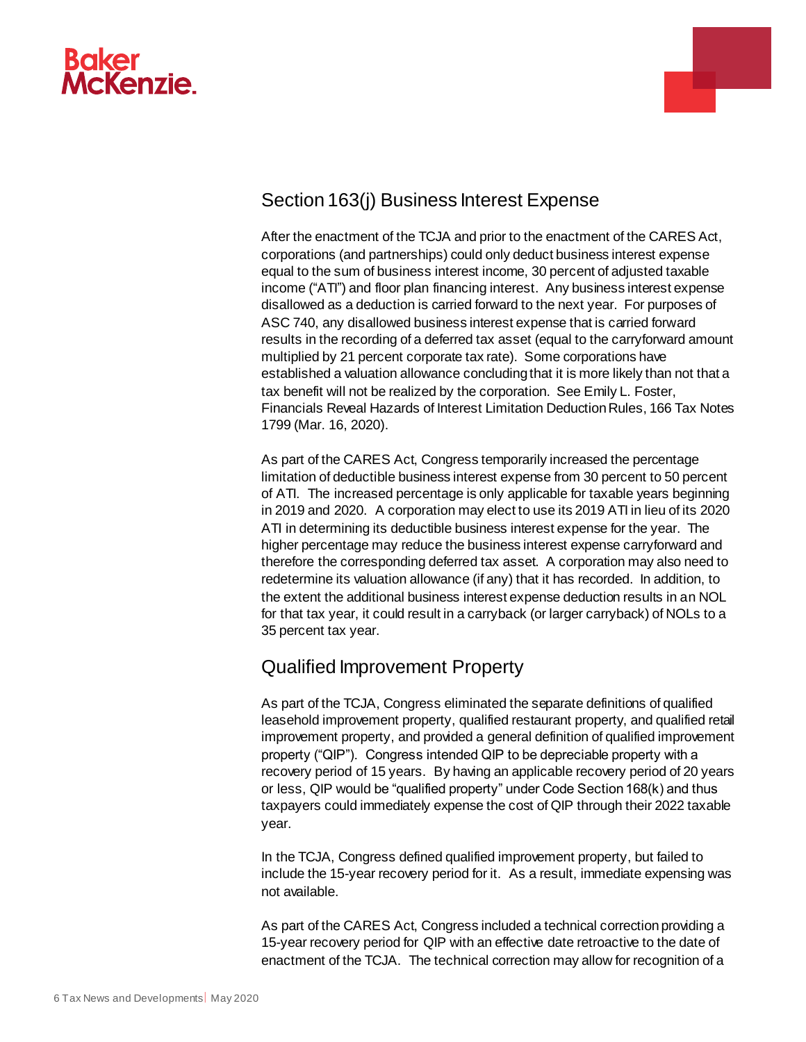## Section 163(j) Business Interest Expense

After the enactment of the TCJA and prior to the enactment of the CARES Act, corporations (and partnerships) could only deduct business interest expense equal to the sum of business interest income, 30 percent of adjusted taxable income ("ATI") and floor plan financing interest. Any business interest expense disallowed as a deduction is carried forward to the next year. For purposes of ASC 740, any disallowed business interest expense that is carried forward results in the recording of a deferred tax asset (equal to the carryforward amount multiplied by 21 percent corporate tax rate). Some corporations have established a valuation allowance concluding that it is more likely than not that a tax benefit will not be realized by the corporation. See Emily L. Foster, Financials Reveal Hazards of Interest Limitation Deduction Rules, 166 Tax Notes 1799 (Mar. 16, 2020).

As part of the CARES Act, Congress temporarily increased the percentage limitation of deductible business interest expense from 30 percent to 50 percent of ATI. The increased percentage is only applicable for taxable years beginning in 2019 and 2020. A corporation may elect to use its 2019 ATI in lieu of its 2020 ATI in determining its deductible business interest expense for the year. The higher percentage may reduce the business interest expense carryforward and therefore the corresponding deferred tax asset. A corporation may also need to redetermine its valuation allowance (if any) that it has recorded. In addition, to the extent the additional business interest expense deduction results in an NOL for that tax year, it could result in a carryback (or larger carryback) of NOLs to a 35 percent tax year.

## Qualified Improvement Property

As part of the TCJA, Congress eliminated the separate definitions of qualified leasehold improvement property, qualified restaurant property, and qualified retail improvement property, and provided a general definition of qualified improvement property ("QIP"). Congress intended QIP to be depreciable property with a recovery period of 15 years. By having an applicable recovery period of 20 years or less, QIP would be "qualified property" under Code Section 168(k) and thus taxpayers could immediately expense the cost of QIP through their 2022 taxable year.

In the TCJA, Congress defined qualified improvement property, but failed to include the 15-year recovery period for it. As a result, immediate expensing was not available.

As part of the CARES Act, Congress included a technical correction providing a 15-year recovery period for QIP with an effective date retroactive to the date of enactment of the TCJA. The technical correction may allow for recognition of a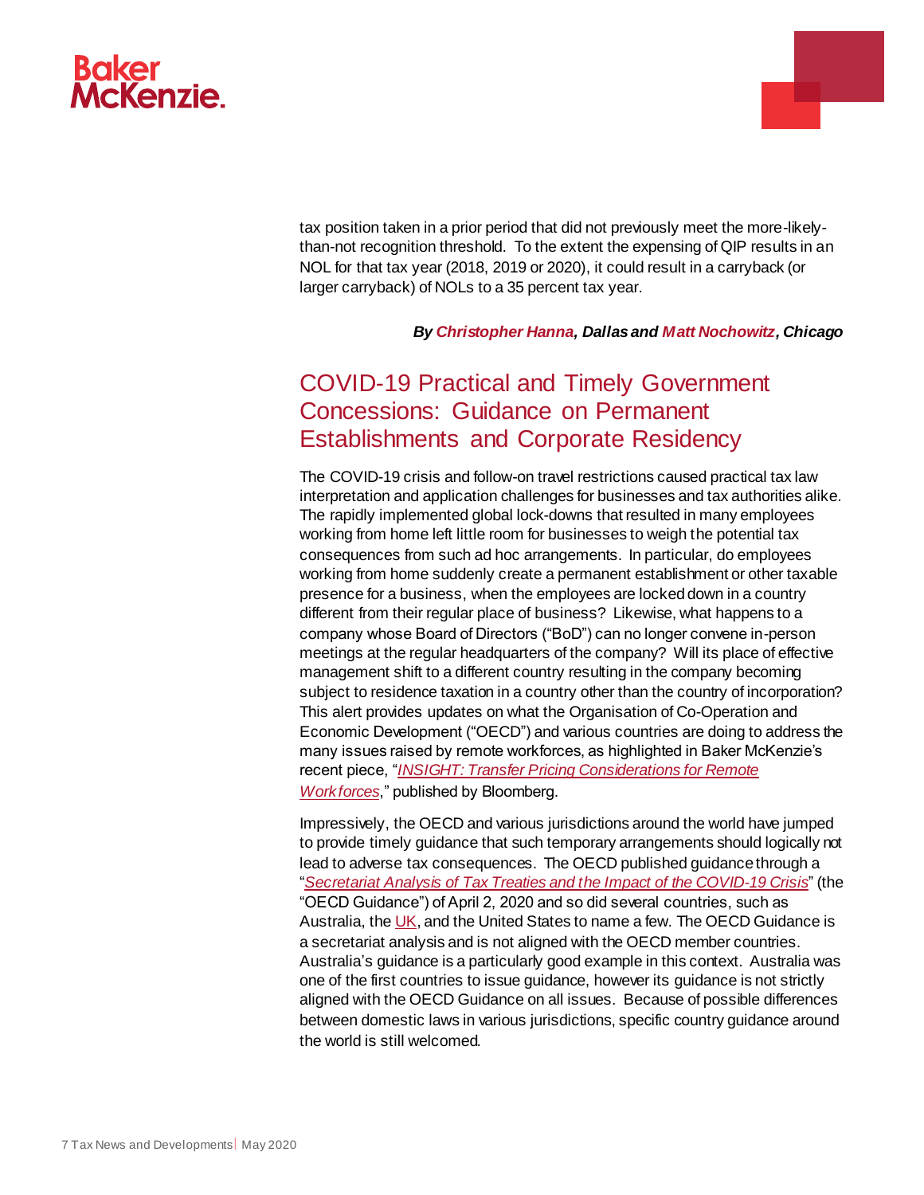tax position taken in a prior period that did not previously meet the more-likely-than-not recognition threshold. To the extent the expensing of QIP results in an NOL for that tax year (2018, 2019 or 2020), it could result in a carryback (or larger carryback) of NOLs to a 35 percent tax year.

***By Christopher Hanna, Dallas and Matt Nochowitz, Chicago***

## COVID-19 Practical and Timely Government Concessions: Guidance on Permanent Establishments and Corporate Residency

The COVID-19 crisis and follow-on travel restrictions caused practical tax law interpretation and application challenges for businesses and tax authorities alike. The rapidly implemented global lock-downs that resulted in many employees working from home left little room for businesses to weigh the potential tax consequences from such ad hoc arrangements. In particular, do employees working from home suddenly create a permanent establishment or other taxable presence for a business, when the employees are locked down in a country different from their regular place of business? Likewise, what happens to a company whose Board of Directors ("BoD") can no longer convene in-person meetings at the regular headquarters of the company? Will its place of effective management shift to a different country resulting in the company becoming subject to residence taxation in a country other than the country of incorporation? This alert provides updates on what the Organisation of Co-Operation and Economic Development ("OECD") and various countries are doing to address the many issues raised by remote workforces, as highlighted in Baker McKenzie's recent piece, "*INSIGHT: Transfer Pricing Considerations for Remote Workforces*," published by Bloomberg.

Impressively, the OECD and various jurisdictions around the world have jumped to provide timely guidance that such temporary arrangements should logically not lead to adverse tax consequences. The OECD published guidance through a "*Secretariat Analysis of Tax Treaties and the Impact of the COVID-19 Crisis*" (the "OECD Guidance") of April 2, 2020 and so did several countries, such as Australia, the UK, and the United States to name a few. The OECD Guidance is a secretariat analysis and is not aligned with the OECD member countries. Australia's guidance is a particularly good example in this context. Australia was one of the first countries to issue guidance, however its guidance is not strictly aligned with the OECD Guidance on all issues. Because of possible differences between domestic laws in various jurisdictions, specific country guidance around the world is still welcomed.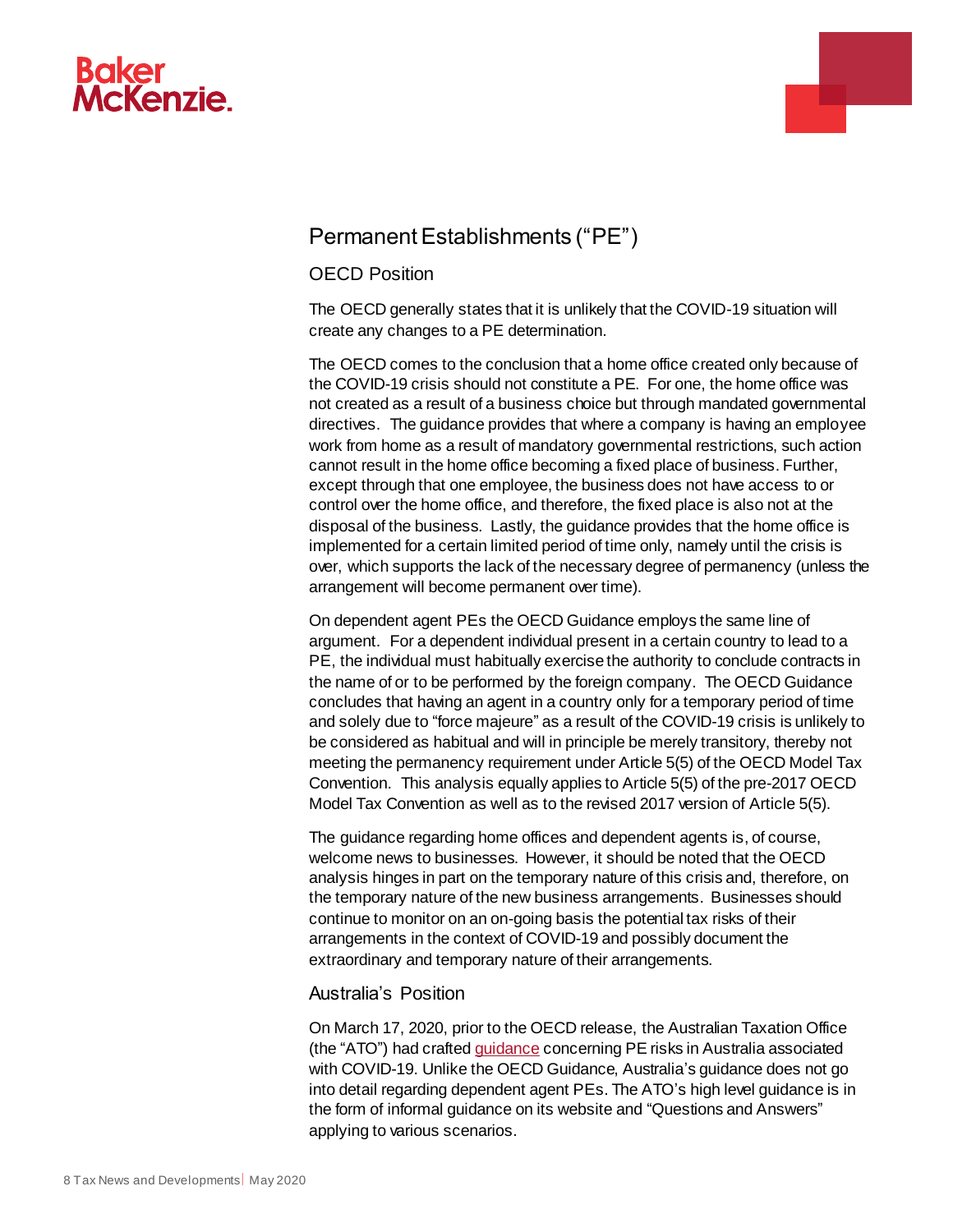## Permanent Establishments ("PE")

### OECD Position

The OECD generally states that it is unlikely that the COVID-19 situation will create any changes to a PE determination.

The OECD comes to the conclusion that a home office created only because of the COVID-19 crisis should not constitute a PE. For one, the home office was not created as a result of a business choice but through mandated governmental directives. The guidance provides that where a company is having an employee work from home as a result of mandatory governmental restrictions, such action cannot result in the home office becoming a fixed place of business. Further, except through that one employee, the business does not have access to or control over the home office, and therefore, the fixed place is also not at the disposal of the business. Lastly, the guidance provides that the home office is implemented for a certain limited period of time only, namely until the crisis is over, which supports the lack of the necessary degree of permanency (unless the arrangement will become permanent over time).

On dependent agent PEs the OECD Guidance employs the same line of argument. For a dependent individual present in a certain country to lead to a PE, the individual must habitually exercise the authority to conclude contracts in the name of or to be performed by the foreign company. The OECD Guidance concludes that having an agent in a country only for a temporary period of time and solely due to "force majeure" as a result of the COVID-19 crisis is unlikely to be considered as habitual and will in principle be merely transitory, thereby not meeting the permanency requirement under Article 5(5) of the OECD Model Tax Convention. This analysis equally applies to Article 5(5) of the pre-2017 OECD Model Tax Convention as well as to the revised 2017 version of Article 5(5).

The guidance regarding home offices and dependent agents is, of course, welcome news to businesses. However, it should be noted that the OECD analysis hinges in part on the temporary nature of this crisis and, therefore, on the temporary nature of the new business arrangements. Businesses should continue to monitor on an on-going basis the potential tax risks of their arrangements in the context of COVID-19 and possibly document the extraordinary and temporary nature of their arrangements.

### Australia's Position

On March 17, 2020, prior to the OECD release, the Australian Taxation Office (the "ATO") had crafted guidance concerning PE risks in Australia associated with COVID-19. Unlike the OECD Guidance, Australia's guidance does not go into detail regarding dependent agent PEs. The ATO's high level guidance is in the form of informal guidance on its website and "Questions and Answers" applying to various scenarios.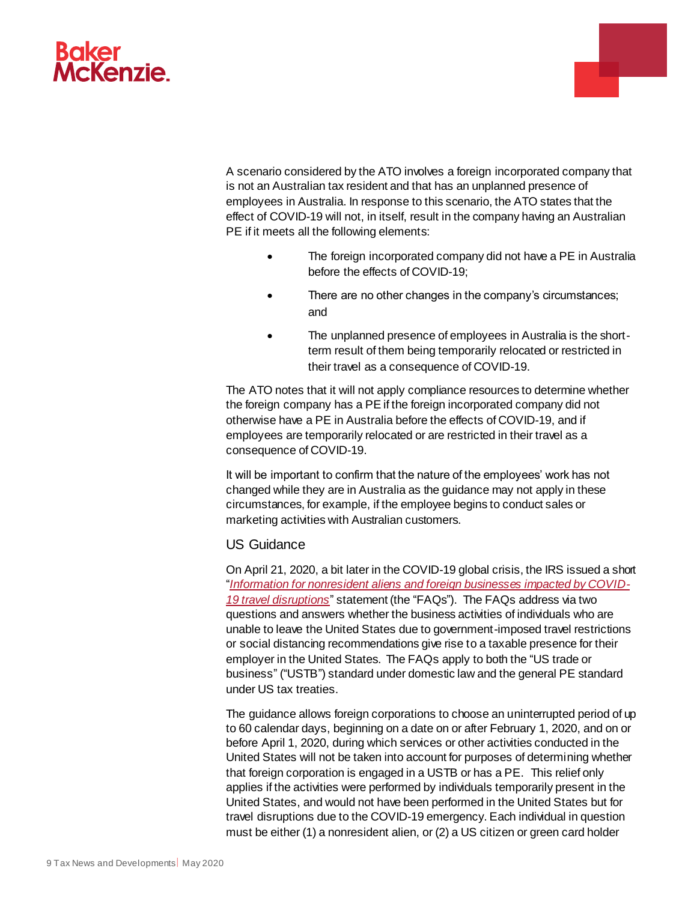A scenario considered by the ATO involves a foreign incorporated company that is not an Australian tax resident and that has an unplanned presence of employees in Australia. In response to this scenario, the ATO states that the effect of COVID-19 will not, in itself, result in the company having an Australian PE if it meets all the following elements:

- The foreign incorporated company did not have a PE in Australia before the effects of COVID-19;
- There are no other changes in the company's circumstances; and
- The unplanned presence of employees in Australia is the short-term result of them being temporarily relocated or restricted in their travel as a consequence of COVID-19.

The ATO notes that it will not apply compliance resources to determine whether the foreign company has a PE if the foreign incorporated company did not otherwise have a PE in Australia before the effects of COVID-19, and if employees are temporarily relocated or are restricted in their travel as a consequence of COVID-19.

It will be important to confirm that the nature of the employees' work has not changed while they are in Australia as the guidance may not apply in these circumstances, for example, if the employee begins to conduct sales or marketing activities with Australian customers.

### US Guidance

On April 21, 2020, a bit later in the COVID-19 global crisis, the IRS issued a short "*Information for nonresident aliens and foreign businesses impacted by COVID-19 travel disruptions*" statement (the "FAQs"). The FAQs address via two questions and answers whether the business activities of individuals who are unable to leave the United States due to government-imposed travel restrictions or social distancing recommendations give rise to a taxable presence for their employer in the United States. The FAQs apply to both the "US trade or business" ("USTB") standard under domestic law and the general PE standard under US tax treaties.

The guidance allows foreign corporations to choose an uninterrupted period of up to 60 calendar days, beginning on a date on or after February 1, 2020, and on or before April 1, 2020, during which services or other activities conducted in the United States will not be taken into account for purposes of determining whether that foreign corporation is engaged in a USTB or has a PE. This relief only applies if the activities were performed by individuals temporarily present in the United States, and would not have been performed in the United States but for travel disruptions due to the COVID-19 emergency. Each individual in question must be either (1) a nonresident alien, or (2) a US citizen or green card holder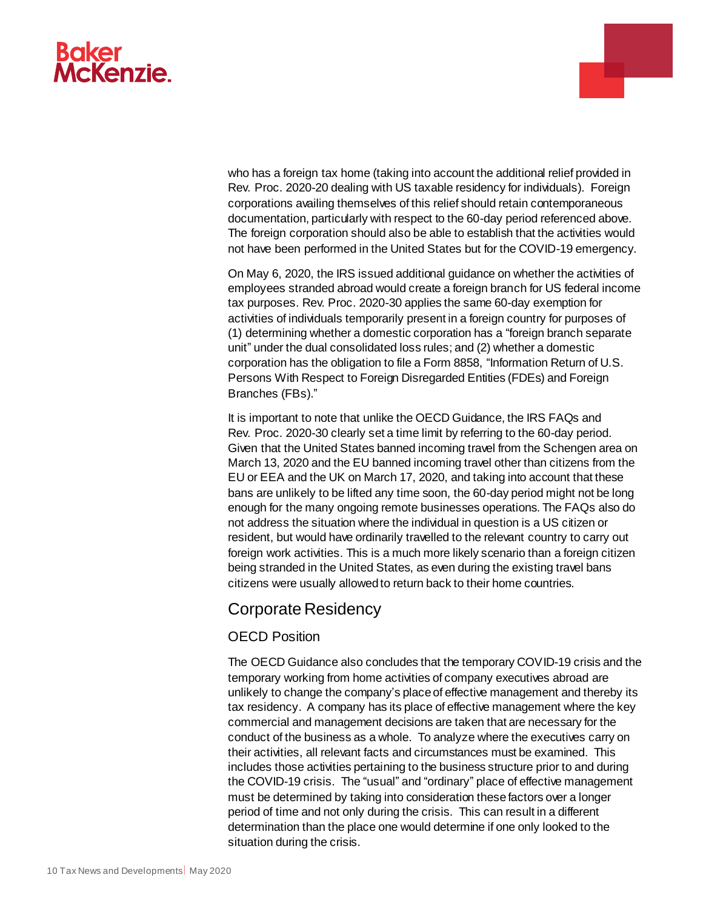who has a foreign tax home (taking into account the additional relief provided in Rev. Proc. 2020-20 dealing with US taxable residency for individuals). Foreign corporations availing themselves of this relief should retain contemporaneous documentation, particularly with respect to the 60-day period referenced above. The foreign corporation should also be able to establish that the activities would not have been performed in the United States but for the COVID-19 emergency.

On May 6, 2020, the IRS issued additional guidance on whether the activities of employees stranded abroad would create a foreign branch for US federal income tax purposes. Rev. Proc. 2020-30 applies the same 60-day exemption for activities of individuals temporarily present in a foreign country for purposes of (1) determining whether a domestic corporation has a "foreign branch separate unit" under the dual consolidated loss rules; and (2) whether a domestic corporation has the obligation to file a Form 8858, "Information Return of U.S. Persons With Respect to Foreign Disregarded Entities (FDEs) and Foreign Branches (FBs)."

It is important to note that unlike the OECD Guidance, the IRS FAQs and Rev. Proc. 2020-30 clearly set a time limit by referring to the 60-day period. Given that the United States banned incoming travel from the Schengen area on March 13, 2020 and the EU banned incoming travel other than citizens from the EU or EEA and the UK on March 17, 2020, and taking into account that these bans are unlikely to be lifted any time soon, the 60-day period might not be long enough for the many ongoing remote businesses operations. The FAQs also do not address the situation where the individual in question is a US citizen or resident, but would have ordinarily travelled to the relevant country to carry out foreign work activities. This is a much more likely scenario than a foreign citizen being stranded in the United States, as even during the existing travel bans citizens were usually allowed to return back to their home countries.

## Corporate Residency

### OECD Position

The OECD Guidance also concludes that the temporary COVID-19 crisis and the temporary working from home activities of company executives abroad are unlikely to change the company's place of effective management and thereby its tax residency. A company has its place of effective management where the key commercial and management decisions are taken that are necessary for the conduct of the business as a whole. To analyze where the executives carry on their activities, all relevant facts and circumstances must be examined. This includes those activities pertaining to the business structure prior to and during the COVID-19 crisis. The "usual" and "ordinary" place of effective management must be determined by taking into consideration these factors over a longer period of time and not only during the crisis. This can result in a different determination than the place one would determine if one only looked to the situation during the crisis.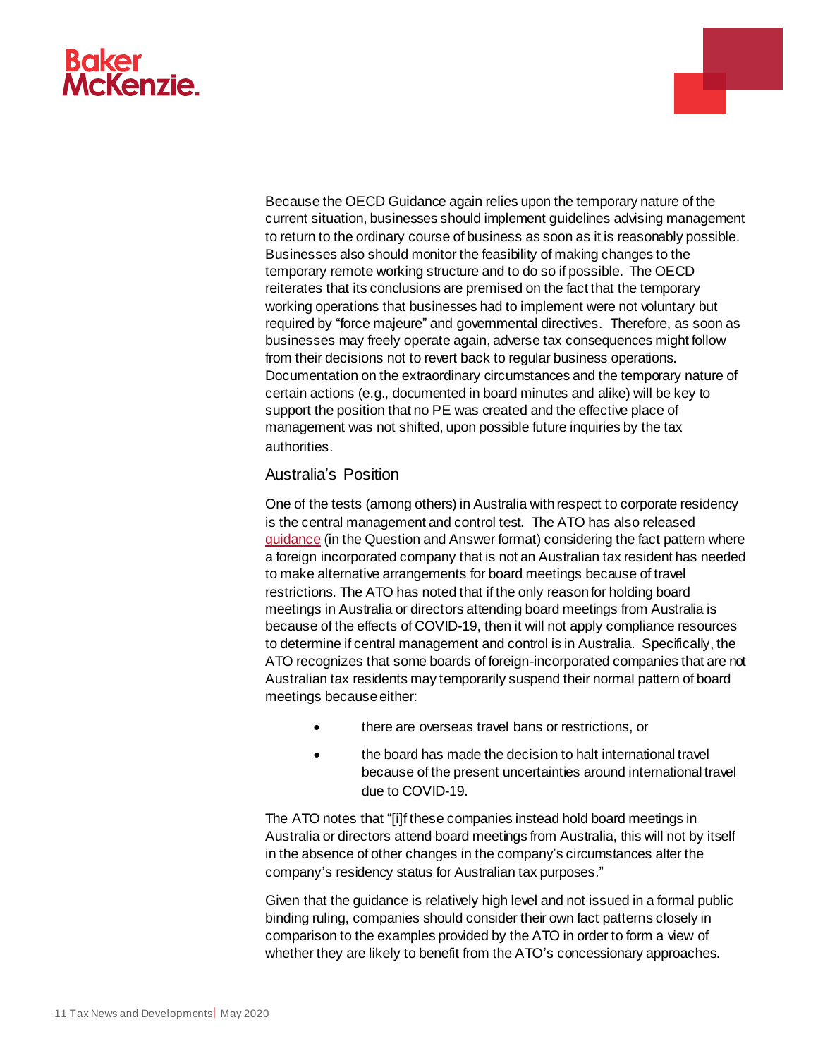Because the OECD Guidance again relies upon the temporary nature of the current situation, businesses should implement guidelines advising management to return to the ordinary course of business as soon as it is reasonably possible. Businesses also should monitor the feasibility of making changes to the temporary remote working structure and to do so if possible. The OECD reiterates that its conclusions are premised on the fact that the temporary working operations that businesses had to implement were not voluntary but required by "force majeure" and governmental directives. Therefore, as soon as businesses may freely operate again, adverse tax consequences might follow from their decisions not to revert back to regular business operations. Documentation on the extraordinary circumstances and the temporary nature of certain actions (e.g., documented in board minutes and alike) will be key to support the position that no PE was created and the effective place of management was not shifted, upon possible future inquiries by the tax authorities.

## Australia's Position

One of the tests (among others) in Australia with respect to corporate residency is the central management and control test. The ATO has also released guidance (in the Question and Answer format) considering the fact pattern where a foreign incorporated company that is not an Australian tax resident has needed to make alternative arrangements for board meetings because of travel restrictions. The ATO has noted that if the only reason for holding board meetings in Australia or directors attending board meetings from Australia is because of the effects of COVID-19, then it will not apply compliance resources to determine if central management and control is in Australia. Specifically, the ATO recognizes that some boards of foreign-incorporated companies that are not Australian tax residents may temporarily suspend their normal pattern of board meetings because either:

- there are overseas travel bans or restrictions, or
- the board has made the decision to halt international travel because of the present uncertainties around international travel due to COVID-19.

The ATO notes that "[i]f these companies instead hold board meetings in Australia or directors attend board meetings from Australia, this will not by itself in the absence of other changes in the company's circumstances alter the company's residency status for Australian tax purposes."

Given that the guidance is relatively high level and not issued in a formal public binding ruling, companies should consider their own fact patterns closely in comparison to the examples provided by the ATO in order to form a view of whether they are likely to benefit from the ATO's concessionary approaches.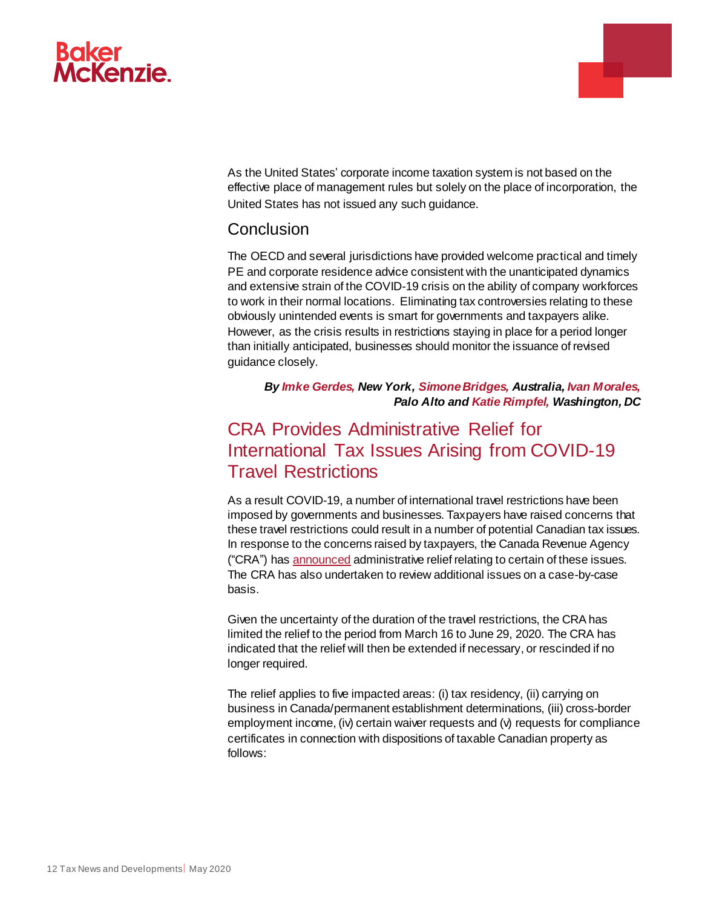As the United States' corporate income taxation system is not based on the effective place of management rules but solely on the place of incorporation, the United States has not issued any such guidance.

### Conclusion

The OECD and several jurisdictions have provided welcome practical and timely PE and corporate residence advice consistent with the unanticipated dynamics and extensive strain of the COVID-19 crisis on the ability of company workforces to work in their normal locations. Eliminating tax controversies relating to these obviously unintended events is smart for governments and taxpayers alike. However, as the crisis results in restrictions staying in place for a period longer than initially anticipated, businesses should monitor the issuance of revised guidance closely.

***By Imke Gerdes, New York, Simone Bridges, Australia, Ivan Morales, Palo Alto and Katie Rimpfel, Washington, DC***

## CRA Provides Administrative Relief for International Tax Issues Arising from COVID-19 Travel Restrictions

As a result COVID-19, a number of international travel restrictions have been imposed by governments and businesses. Taxpayers have raised concerns that these travel restrictions could result in a number of potential Canadian tax issues. In response to the concerns raised by taxpayers, the Canada Revenue Agency ("CRA") has announced administrative relief relating to certain of these issues. The CRA has also undertaken to review additional issues on a case-by-case basis.

Given the uncertainty of the duration of the travel restrictions, the CRA has limited the relief to the period from March 16 to June 29, 2020. The CRA has indicated that the relief will then be extended if necessary, or rescinded if no longer required.

The relief applies to five impacted areas: (i) tax residency, (ii) carrying on business in Canada/permanent establishment determinations, (iii) cross-border employment income, (iv) certain waiver requests and (v) requests for compliance certificates in connection with dispositions of taxable Canadian property as follows: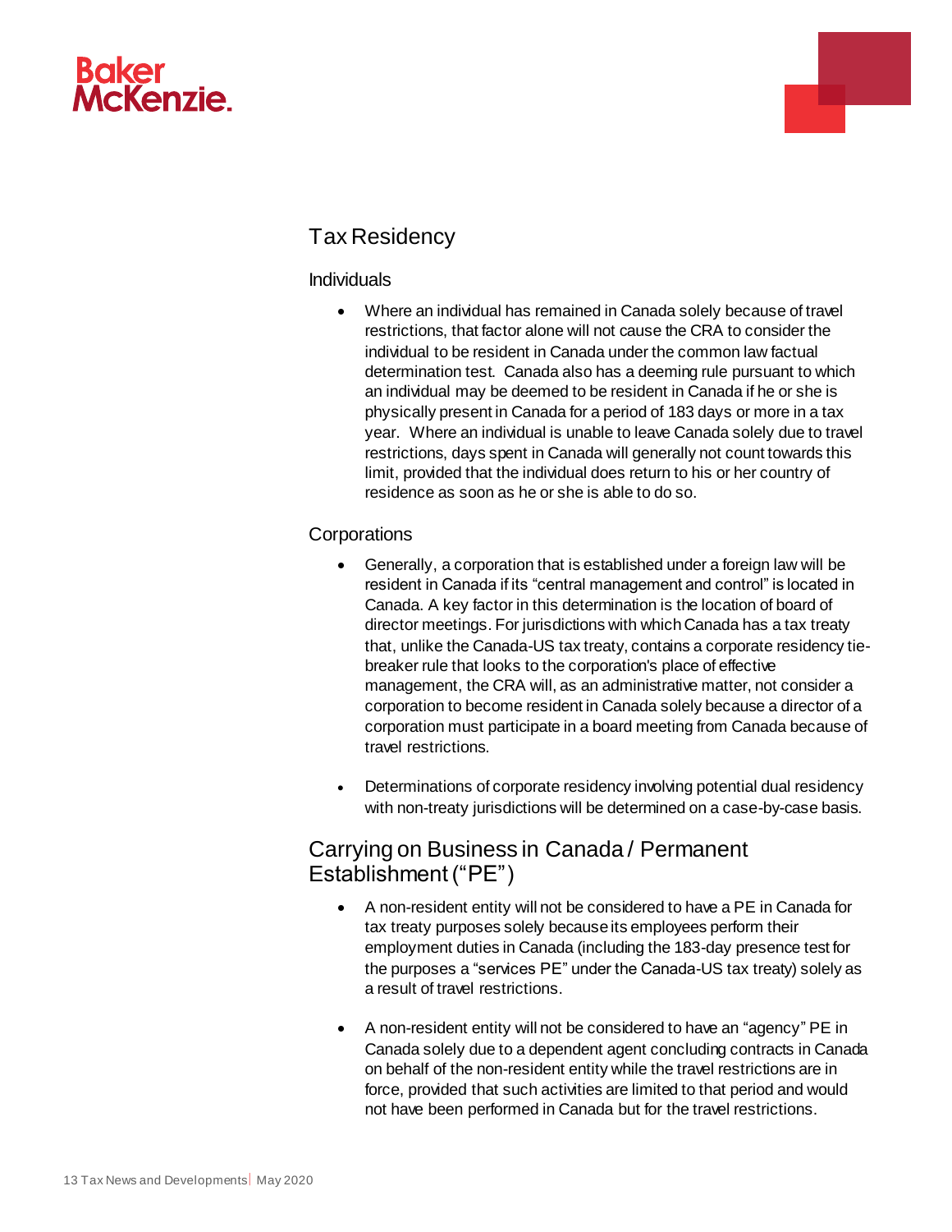## Tax Residency

### Individuals

- Where an individual has remained in Canada solely because of travel restrictions, that factor alone will not cause the CRA to consider the individual to be resident in Canada under the common law factual determination test. Canada also has a deeming rule pursuant to which an individual may be deemed to be resident in Canada if he or she is physically present in Canada for a period of 183 days or more in a tax year. Where an individual is unable to leave Canada solely due to travel restrictions, days spent in Canada will generally not count towards this limit, provided that the individual does return to his or her country of residence as soon as he or she is able to do so.

### Corporations

- Generally, a corporation that is established under a foreign law will be resident in Canada if its "central management and control" is located in Canada. A key factor in this determination is the location of board of director meetings. For jurisdictions with which Canada has a tax treaty that, unlike the Canada-US tax treaty, contains a corporate residency tie-breaker rule that looks to the corporation's place of effective management, the CRA will, as an administrative matter, not consider a corporation to become resident in Canada solely because a director of a corporation must participate in a board meeting from Canada because of travel restrictions.

- Determinations of corporate residency involving potential dual residency with non-treaty jurisdictions will be determined on a case-by-case basis.

## Carrying on Business in Canada / Permanent Establishment ("PE")

- A non-resident entity will not be considered to have a PE in Canada for tax treaty purposes solely because its employees perform their employment duties in Canada (including the 183-day presence test for the purposes a "services PE" under the Canada-US tax treaty) solely as a result of travel restrictions.

- A non-resident entity will not be considered to have an "agency" PE in Canada solely due to a dependent agent concluding contracts in Canada on behalf of the non-resident entity while the travel restrictions are in force, provided that such activities are limited to that period and would not have been performed in Canada but for the travel restrictions.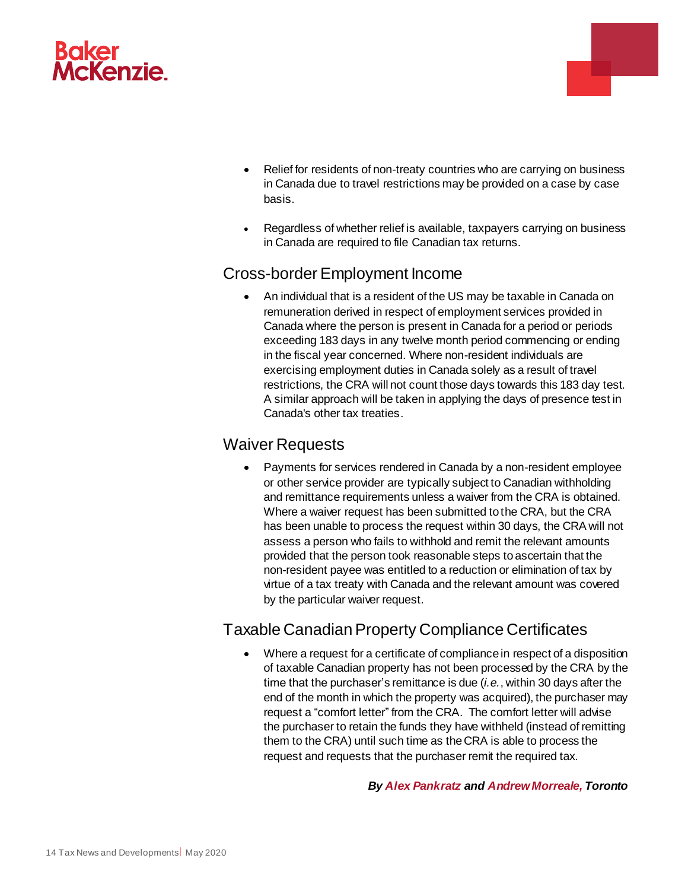- Relief for residents of non-treaty countries who are carrying on business in Canada due to travel restrictions may be provided on a case by case basis.

- Regardless of whether relief is available, taxpayers carrying on business in Canada are required to file Canadian tax returns.

## Cross-border Employment Income

- An individual that is a resident of the US may be taxable in Canada on remuneration derived in respect of employment services provided in Canada where the person is present in Canada for a period or periods exceeding 183 days in any twelve month period commencing or ending in the fiscal year concerned. Where non-resident individuals are exercising employment duties in Canada solely as a result of travel restrictions, the CRA will not count those days towards this 183 day test. A similar approach will be taken in applying the days of presence test in Canada's other tax treaties.

## Waiver Requests

- Payments for services rendered in Canada by a non-resident employee or other service provider are typically subject to Canadian withholding and remittance requirements unless a waiver from the CRA is obtained. Where a waiver request has been submitted to the CRA, but the CRA has been unable to process the request within 30 days, the CRA will not assess a person who fails to withhold and remit the relevant amounts provided that the person took reasonable steps to ascertain that the non-resident payee was entitled to a reduction or elimination of tax by virtue of a tax treaty with Canada and the relevant amount was covered by the particular waiver request.

## Taxable Canadian Property Compliance Certificates

- Where a request for a certificate of compliance in respect of a disposition of taxable Canadian property has not been processed by the CRA by the time that the purchaser's remittance is due (*i.e.*, within 30 days after the end of the month in which the property was acquired), the purchaser may request a "comfort letter" from the CRA. The comfort letter will advise the purchaser to retain the funds they have withheld (instead of remitting them to the CRA) until such time as the CRA is able to process the request and requests that the purchaser remit the required tax.

***By Alex Pankratz and Andrew Morreale, Toronto***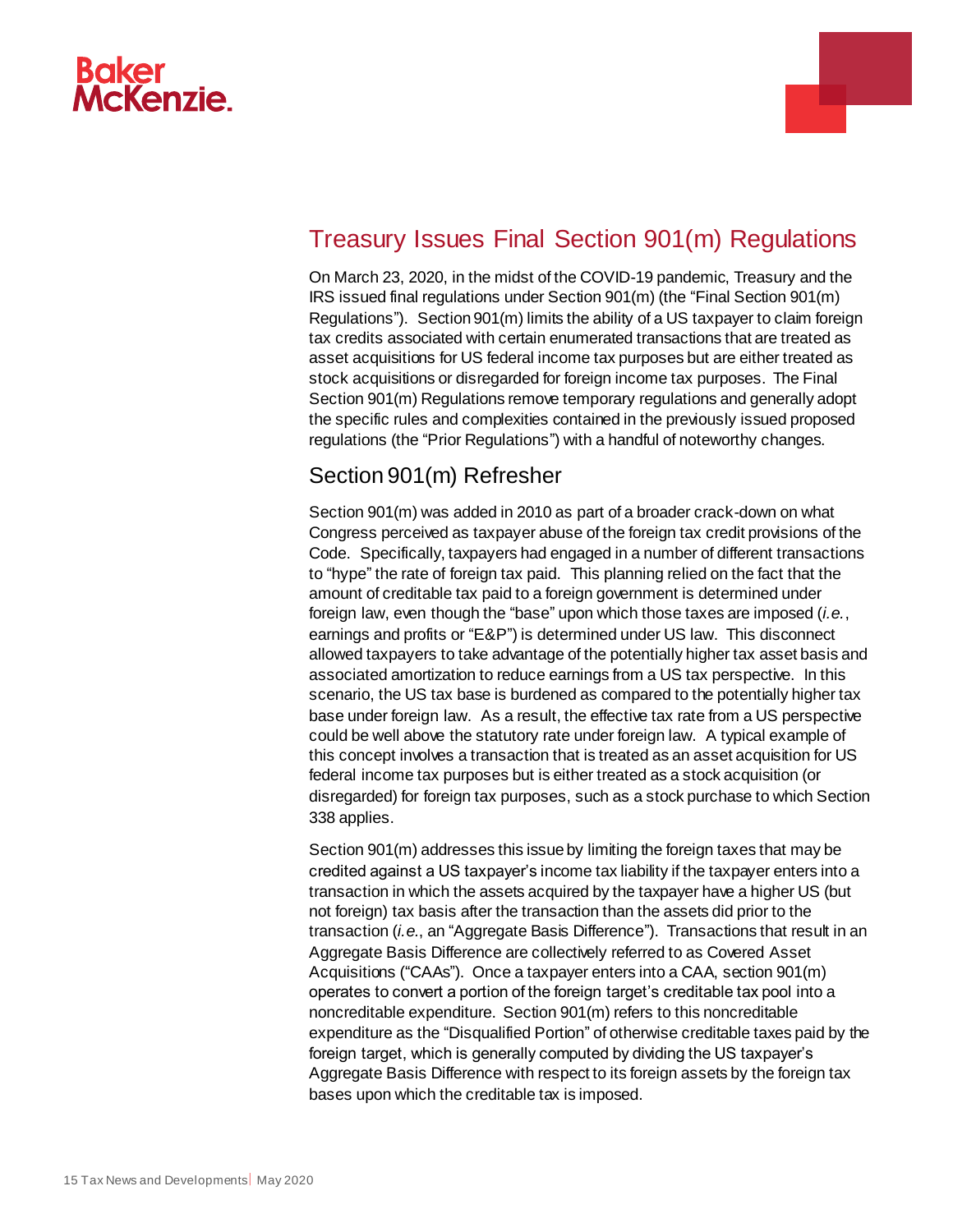## Treasury Issues Final Section 901(m) Regulations

On March 23, 2020, in the midst of the COVID-19 pandemic, Treasury and the IRS issued final regulations under Section 901(m) (the "Final Section 901(m) Regulations"). Section 901(m) limits the ability of a US taxpayer to claim foreign tax credits associated with certain enumerated transactions that are treated as asset acquisitions for US federal income tax purposes but are either treated as stock acquisitions or disregarded for foreign income tax purposes. The Final Section 901(m) Regulations remove temporary regulations and generally adopt the specific rules and complexities contained in the previously issued proposed regulations (the "Prior Regulations") with a handful of noteworthy changes.

### Section 901(m) Refresher

Section 901(m) was added in 2010 as part of a broader crack-down on what Congress perceived as taxpayer abuse of the foreign tax credit provisions of the Code. Specifically, taxpayers had engaged in a number of different transactions to "hype" the rate of foreign tax paid. This planning relied on the fact that the amount of creditable tax paid to a foreign government is determined under foreign law, even though the "base" upon which those taxes are imposed (*i.e.*, earnings and profits or "E&P") is determined under US law. This disconnect allowed taxpayers to take advantage of the potentially higher tax asset basis and associated amortization to reduce earnings from a US tax perspective. In this scenario, the US tax base is burdened as compared to the potentially higher tax base under foreign law. As a result, the effective tax rate from a US perspective could be well above the statutory rate under foreign law. A typical example of this concept involves a transaction that is treated as an asset acquisition for US federal income tax purposes but is either treated as a stock acquisition (or disregarded) for foreign tax purposes, such as a stock purchase to which Section 338 applies.

Section 901(m) addresses this issue by limiting the foreign taxes that may be credited against a US taxpayer's income tax liability if the taxpayer enters into a transaction in which the assets acquired by the taxpayer have a higher US (but not foreign) tax basis after the transaction than the assets did prior to the transaction (*i.e.*, an "Aggregate Basis Difference"). Transactions that result in an Aggregate Basis Difference are collectively referred to as Covered Asset Acquisitions ("CAAs"). Once a taxpayer enters into a CAA, section 901(m) operates to convert a portion of the foreign target's creditable tax pool into a noncreditable expenditure. Section 901(m) refers to this noncreditable expenditure as the "Disqualified Portion" of otherwise creditable taxes paid by the foreign target, which is generally computed by dividing the US taxpayer's Aggregate Basis Difference with respect to its foreign assets by the foreign tax bases upon which the creditable tax is imposed.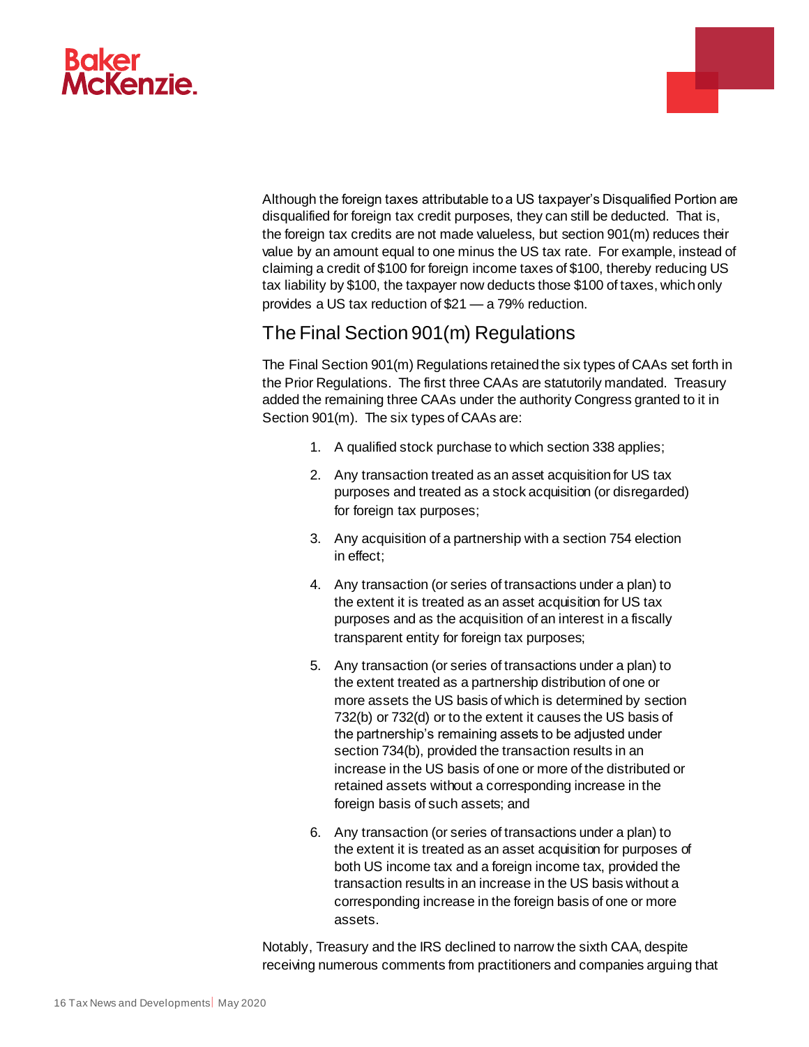Although the foreign taxes attributable to a US taxpayer's Disqualified Portion are disqualified for foreign tax credit purposes, they can still be deducted. That is, the foreign tax credits are not made valueless, but section 901(m) reduces their value by an amount equal to one minus the US tax rate. For example, instead of claiming a credit of $100 for foreign income taxes of $100, thereby reducing US tax liability by $100, the taxpayer now deducts those $100 of taxes, which only provides a US tax reduction of $21 — a 79% reduction.

## The Final Section 901(m) Regulations

The Final Section 901(m) Regulations retained the six types of CAAs set forth in the Prior Regulations. The first three CAAs are statutorily mandated. Treasury added the remaining three CAAs under the authority Congress granted to it in Section 901(m). The six types of CAAs are:

1. A qualified stock purchase to which section 338 applies;
2. Any transaction treated as an asset acquisition for US tax purposes and treated as a stock acquisition (or disregarded) for foreign tax purposes;
3. Any acquisition of a partnership with a section 754 election in effect;
4. Any transaction (or series of transactions under a plan) to the extent it is treated as an asset acquisition for US tax purposes and as the acquisition of an interest in a fiscally transparent entity for foreign tax purposes;
5. Any transaction (or series of transactions under a plan) to the extent treated as a partnership distribution of one or more assets the US basis of which is determined by section 732(b) or 732(d) or to the extent it causes the US basis of the partnership's remaining assets to be adjusted under section 734(b), provided the transaction results in an increase in the US basis of one or more of the distributed or retained assets without a corresponding increase in the foreign basis of such assets; and
6. Any transaction (or series of transactions under a plan) to the extent it is treated as an asset acquisition for purposes of both US income tax and a foreign income tax, provided the transaction results in an increase in the US basis without a corresponding increase in the foreign basis of one or more assets.

Notably, Treasury and the IRS declined to narrow the sixth CAA, despite receiving numerous comments from practitioners and companies arguing that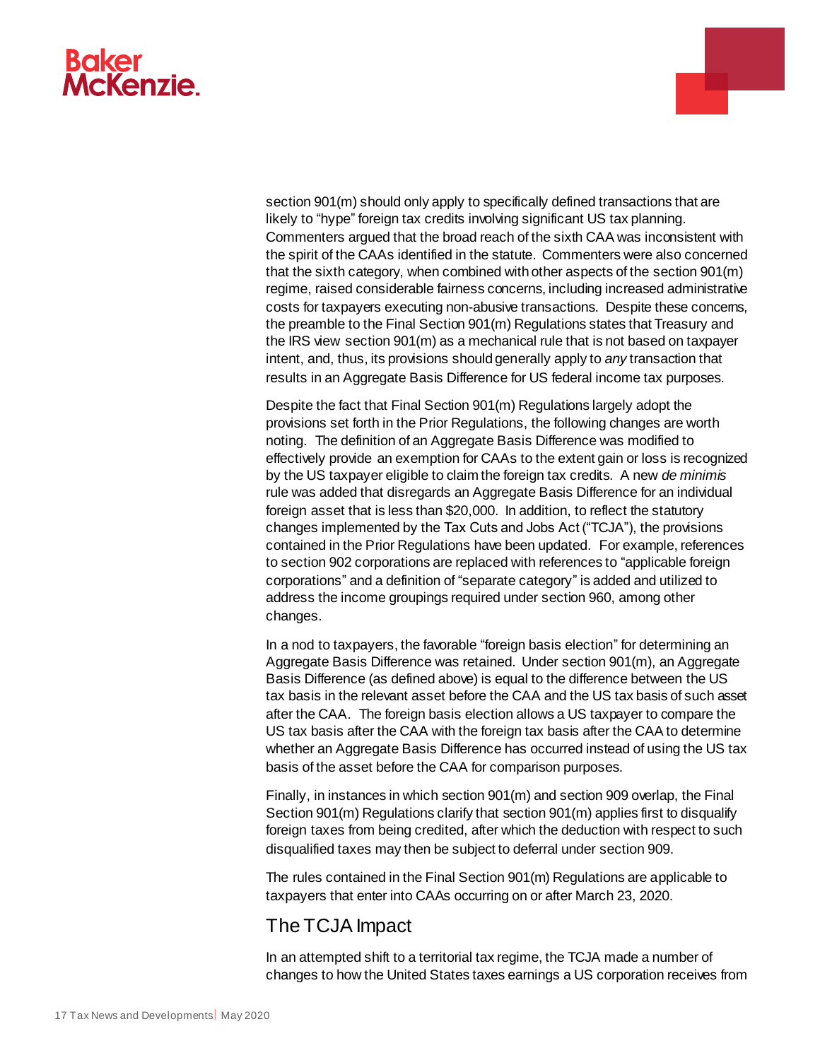section 901(m) should only apply to specifically defined transactions that are likely to "hype" foreign tax credits involving significant US tax planning. Commenters argued that the broad reach of the sixth CAA was inconsistent with the spirit of the CAAs identified in the statute. Commenters were also concerned that the sixth category, when combined with other aspects of the section 901(m) regime, raised considerable fairness concerns, including increased administrative costs for taxpayers executing non-abusive transactions. Despite these concerns, the preamble to the Final Section 901(m) Regulations states that Treasury and the IRS view section 901(m) as a mechanical rule that is not based on taxpayer intent, and, thus, its provisions should generally apply to *any* transaction that results in an Aggregate Basis Difference for US federal income tax purposes.

Despite the fact that Final Section 901(m) Regulations largely adopt the provisions set forth in the Prior Regulations, the following changes are worth noting. The definition of an Aggregate Basis Difference was modified to effectively provide an exemption for CAAs to the extent gain or loss is recognized by the US taxpayer eligible to claim the foreign tax credits. A new *de minimis* rule was added that disregards an Aggregate Basis Difference for an individual foreign asset that is less than $20,000. In addition, to reflect the statutory changes implemented by the Tax Cuts and Jobs Act ("TCJA"), the provisions contained in the Prior Regulations have been updated. For example, references to section 902 corporations are replaced with references to "applicable foreign corporations" and a definition of "separate category" is added and utilized to address the income groupings required under section 960, among other changes.

In a nod to taxpayers, the favorable "foreign basis election" for determining an Aggregate Basis Difference was retained. Under section 901(m), an Aggregate Basis Difference (as defined above) is equal to the difference between the US tax basis in the relevant asset before the CAA and the US tax basis of such asset after the CAA. The foreign basis election allows a US taxpayer to compare the US tax basis after the CAA with the foreign tax basis after the CAA to determine whether an Aggregate Basis Difference has occurred instead of using the US tax basis of the asset before the CAA for comparison purposes.

Finally, in instances in which section 901(m) and section 909 overlap, the Final Section 901(m) Regulations clarify that section 901(m) applies first to disqualify foreign taxes from being credited, after which the deduction with respect to such disqualified taxes may then be subject to deferral under section 909.

The rules contained in the Final Section 901(m) Regulations are applicable to taxpayers that enter into CAAs occurring on or after March 23, 2020.

## The TCJA Impact

In an attempted shift to a territorial tax regime, the TCJA made a number of changes to how the United States taxes earnings a US corporation receives from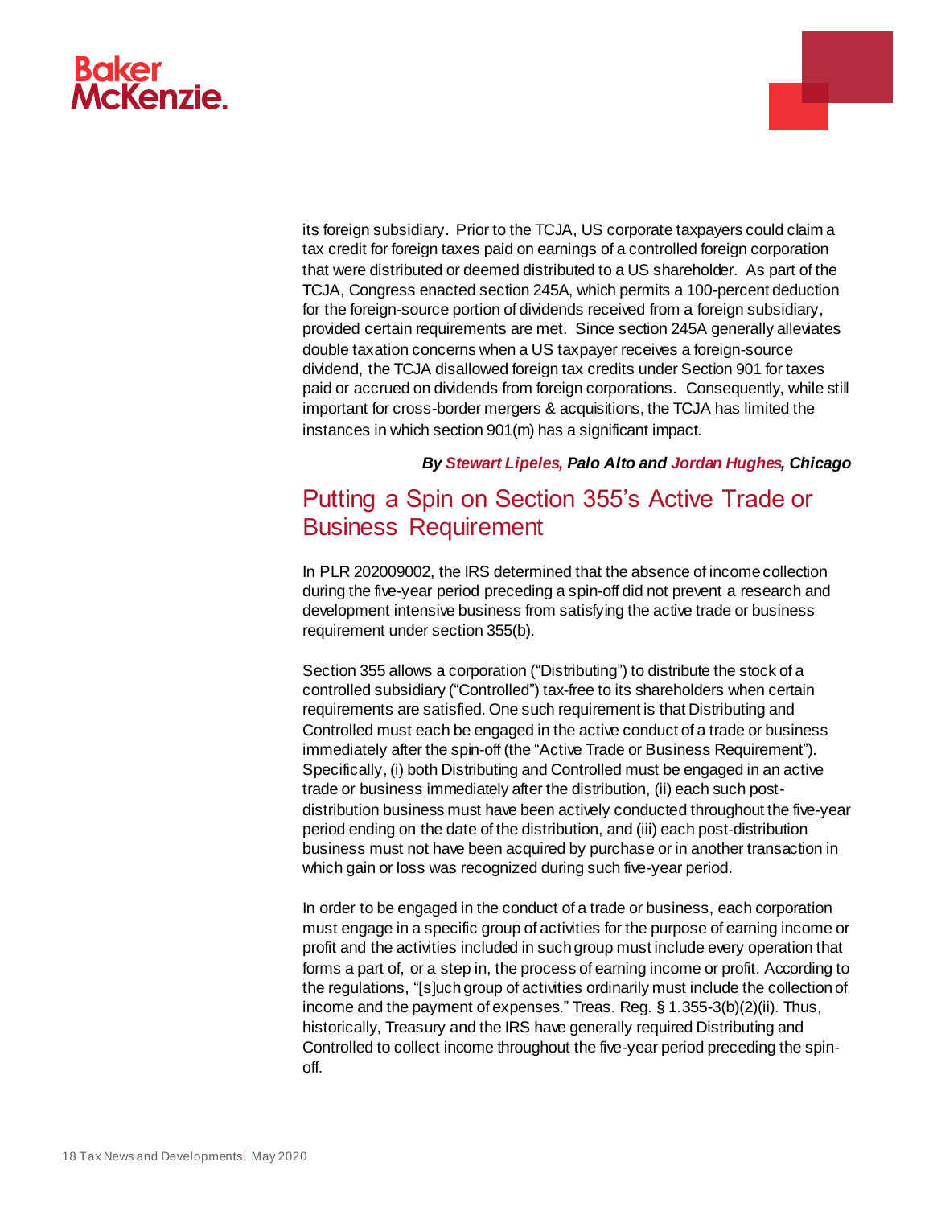its foreign subsidiary. Prior to the TCJA, US corporate taxpayers could claim a tax credit for foreign taxes paid on earnings of a controlled foreign corporation that were distributed or deemed distributed to a US shareholder. As part of the TCJA, Congress enacted section 245A, which permits a 100-percent deduction for the foreign-source portion of dividends received from a foreign subsidiary, provided certain requirements are met. Since section 245A generally alleviates double taxation concerns when a US taxpayer receives a foreign-source dividend, the TCJA disallowed foreign tax credits under Section 901 for taxes paid or accrued on dividends from foreign corporations. Consequently, while still important for cross-border mergers & acquisitions, the TCJA has limited the instances in which section 901(m) has a significant impact.

***By Stewart Lipeles, Palo Alto and Jordan Hughes, Chicago***

## Putting a Spin on Section 355's Active Trade or Business Requirement

In PLR 202009002, the IRS determined that the absence of income collection during the five-year period preceding a spin-off did not prevent a research and development intensive business from satisfying the active trade or business requirement under section 355(b).

Section 355 allows a corporation ("Distributing") to distribute the stock of a controlled subsidiary ("Controlled") tax-free to its shareholders when certain requirements are satisfied. One such requirement is that Distributing and Controlled must each be engaged in the active conduct of a trade or business immediately after the spin-off (the "Active Trade or Business Requirement"). Specifically, (i) both Distributing and Controlled must be engaged in an active trade or business immediately after the distribution, (ii) each such post-distribution business must have been actively conducted throughout the five-year period ending on the date of the distribution, and (iii) each post-distribution business must not have been acquired by purchase or in another transaction in which gain or loss was recognized during such five-year period.

In order to be engaged in the conduct of a trade or business, each corporation must engage in a specific group of activities for the purpose of earning income or profit and the activities included in such group must include every operation that forms a part of, or a step in, the process of earning income or profit. According to the regulations, "[s]uch group of activities ordinarily must include the collection of income and the payment of expenses." Treas. Reg. § 1.355-3(b)(2)(ii). Thus, historically, Treasury and the IRS have generally required Distributing and Controlled to collect income throughout the five-year period preceding the spin-off.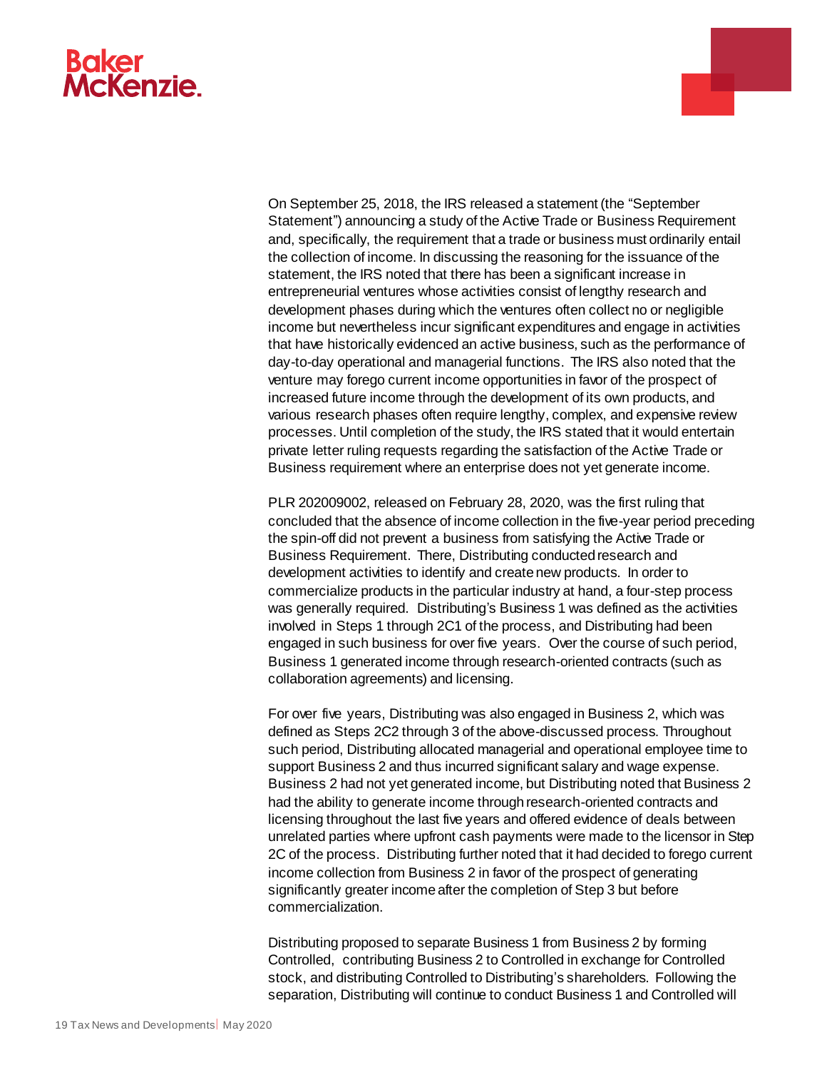On September 25, 2018, the IRS released a statement (the "September Statement") announcing a study of the Active Trade or Business Requirement and, specifically, the requirement that a trade or business must ordinarily entail the collection of income. In discussing the reasoning for the issuance of the statement, the IRS noted that there has been a significant increase in entrepreneurial ventures whose activities consist of lengthy research and development phases during which the ventures often collect no or negligible income but nevertheless incur significant expenditures and engage in activities that have historically evidenced an active business, such as the performance of day-to-day operational and managerial functions. The IRS also noted that the venture may forego current income opportunities in favor of the prospect of increased future income through the development of its own products, and various research phases often require lengthy, complex, and expensive review processes. Until completion of the study, the IRS stated that it would entertain private letter ruling requests regarding the satisfaction of the Active Trade or Business requirement where an enterprise does not yet generate income.

PLR 202009002, released on February 28, 2020, was the first ruling that concluded that the absence of income collection in the five-year period preceding the spin-off did not prevent a business from satisfying the Active Trade or Business Requirement. There, Distributing conducted research and development activities to identify and create new products. In order to commercialize products in the particular industry at hand, a four-step process was generally required. Distributing's Business 1 was defined as the activities involved in Steps 1 through 2C1 of the process, and Distributing had been engaged in such business for over five years. Over the course of such period, Business 1 generated income through research-oriented contracts (such as collaboration agreements) and licensing.

For over five years, Distributing was also engaged in Business 2, which was defined as Steps 2C2 through 3 of the above-discussed process. Throughout such period, Distributing allocated managerial and operational employee time to support Business 2 and thus incurred significant salary and wage expense. Business 2 had not yet generated income, but Distributing noted that Business 2 had the ability to generate income through research-oriented contracts and licensing throughout the last five years and offered evidence of deals between unrelated parties where upfront cash payments were made to the licensor in Step 2C of the process. Distributing further noted that it had decided to forego current income collection from Business 2 in favor of the prospect of generating significantly greater income after the completion of Step 3 but before commercialization.

Distributing proposed to separate Business 1 from Business 2 by forming Controlled, contributing Business 2 to Controlled in exchange for Controlled stock, and distributing Controlled to Distributing's shareholders. Following the separation, Distributing will continue to conduct Business 1 and Controlled will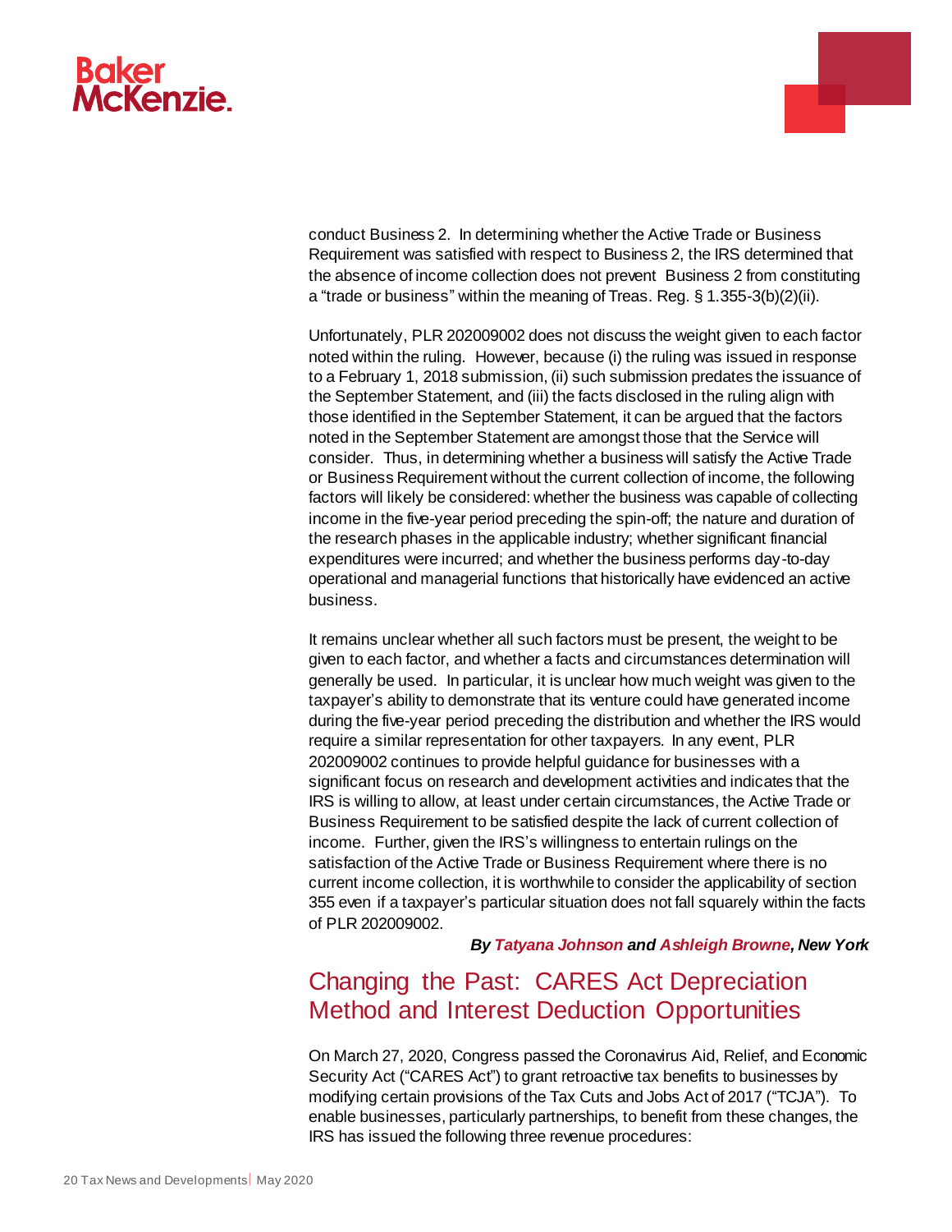conduct Business 2. In determining whether the Active Trade or Business Requirement was satisfied with respect to Business 2, the IRS determined that the absence of income collection does not prevent Business 2 from constituting a "trade or business" within the meaning of Treas. Reg. § 1.355-3(b)(2)(ii).

Unfortunately, PLR 202009002 does not discuss the weight given to each factor noted within the ruling. However, because (i) the ruling was issued in response to a February 1, 2018 submission, (ii) such submission predates the issuance of the September Statement, and (iii) the facts disclosed in the ruling align with those identified in the September Statement, it can be argued that the factors noted in the September Statement are amongst those that the Service will consider. Thus, in determining whether a business will satisfy the Active Trade or Business Requirement without the current collection of income, the following factors will likely be considered: whether the business was capable of collecting income in the five-year period preceding the spin-off; the nature and duration of the research phases in the applicable industry; whether significant financial expenditures were incurred; and whether the business performs day-to-day operational and managerial functions that historically have evidenced an active business.

It remains unclear whether all such factors must be present, the weight to be given to each factor, and whether a facts and circumstances determination will generally be used. In particular, it is unclear how much weight was given to the taxpayer's ability to demonstrate that its venture could have generated income during the five-year period preceding the distribution and whether the IRS would require a similar representation for other taxpayers. In any event, PLR 202009002 continues to provide helpful guidance for businesses with a significant focus on research and development activities and indicates that the IRS is willing to allow, at least under certain circumstances, the Active Trade or Business Requirement to be satisfied despite the lack of current collection of income. Further, given the IRS's willingness to entertain rulings on the satisfaction of the Active Trade or Business Requirement where there is no current income collection, it is worthwhile to consider the applicability of section 355 even if a taxpayer's particular situation does not fall squarely within the facts of PLR 202009002.

***By Tatyana Johnson and Ashleigh Browne, New York***

## Changing the Past: CARES Act Depreciation Method and Interest Deduction Opportunities

On March 27, 2020, Congress passed the Coronavirus Aid, Relief, and Economic Security Act ("CARES Act") to grant retroactive tax benefits to businesses by modifying certain provisions of the Tax Cuts and Jobs Act of 2017 ("TCJA"). To enable businesses, particularly partnerships, to benefit from these changes, the IRS has issued the following three revenue procedures: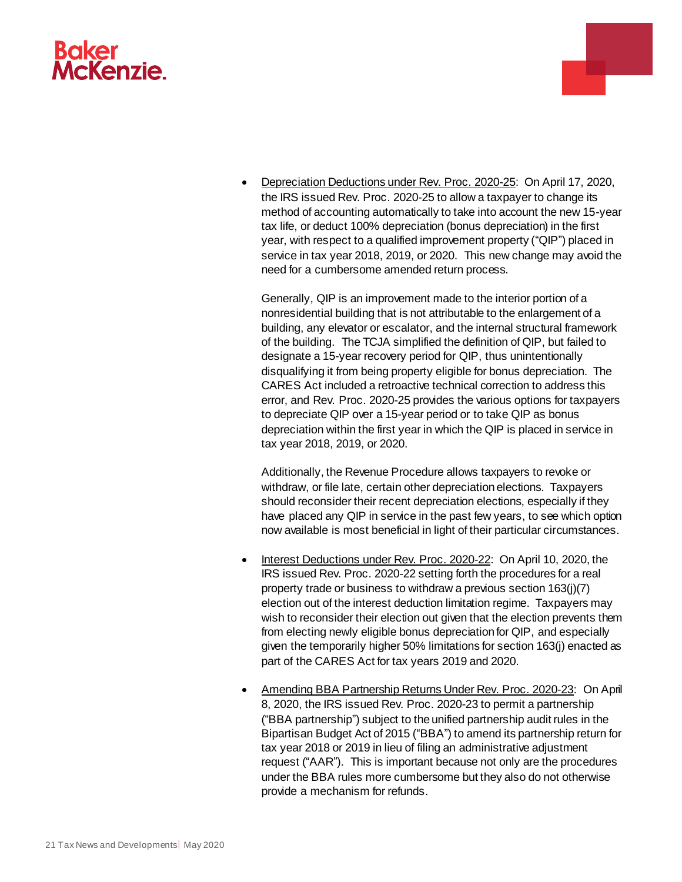- <u>Depreciation Deductions under Rev. Proc. 2020-25</u>: On April 17, 2020, the IRS issued Rev. Proc. 2020-25 to allow a taxpayer to change its method of accounting automatically to take into account the new 15-year tax life, or deduct 100% depreciation (bonus depreciation) in the first year, with respect to a qualified improvement property ("QIP") placed in service in tax year 2018, 2019, or 2020. This new change may avoid the need for a cumbersome amended return process.

  Generally, QIP is an improvement made to the interior portion of a nonresidential building that is not attributable to the enlargement of a building, any elevator or escalator, and the internal structural framework of the building. The TCJA simplified the definition of QIP, but failed to designate a 15-year recovery period for QIP, thus unintentionally disqualifying it from being property eligible for bonus depreciation. The CARES Act included a retroactive technical correction to address this error, and Rev. Proc. 2020-25 provides the various options for taxpayers to depreciate QIP over a 15-year period or to take QIP as bonus depreciation within the first year in which the QIP is placed in service in tax year 2018, 2019, or 2020.

  Additionally, the Revenue Procedure allows taxpayers to revoke or withdraw, or file late, certain other depreciation elections. Taxpayers should reconsider their recent depreciation elections, especially if they have placed any QIP in service in the past few years, to see which option now available is most beneficial in light of their particular circumstances.

- <u>Interest Deductions under Rev. Proc. 2020-22</u>: On April 10, 2020, the IRS issued Rev. Proc. 2020-22 setting forth the procedures for a real property trade or business to withdraw a previous section 163(j)(7) election out of the interest deduction limitation regime. Taxpayers may wish to reconsider their election out given that the election prevents them from electing newly eligible bonus depreciation for QIP, and especially given the temporarily higher 50% limitations for section 163(j) enacted as part of the CARES Act for tax years 2019 and 2020.

- <u>Amending BBA Partnership Returns Under Rev. Proc. 2020-23</u>: On April 8, 2020, the IRS issued Rev. Proc. 2020-23 to permit a partnership ("BBA partnership") subject to the unified partnership audit rules in the Bipartisan Budget Act of 2015 ("BBA") to amend its partnership return for tax year 2018 or 2019 in lieu of filing an administrative adjustment request ("AAR"). This is important because not only are the procedures under the BBA rules more cumbersome but they also do not otherwise provide a mechanism for refunds.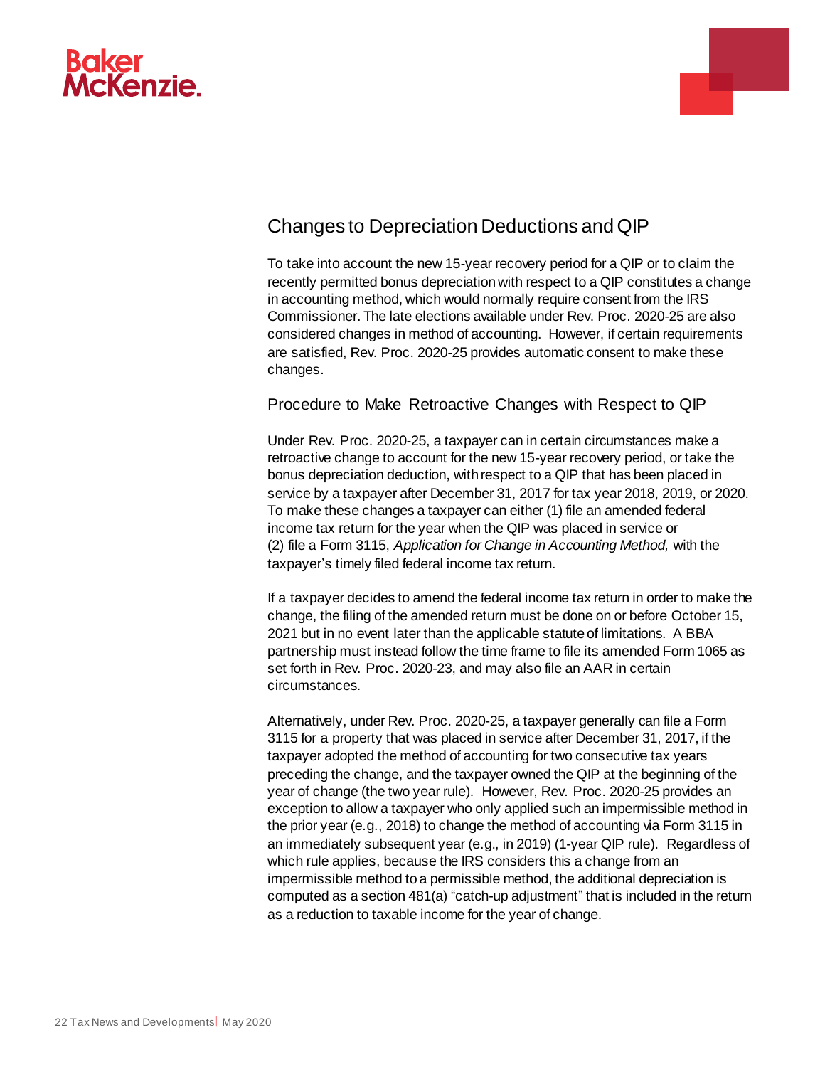## Changes to Depreciation Deductions and QIP

To take into account the new 15-year recovery period for a QIP or to claim the recently permitted bonus depreciation with respect to a QIP constitutes a change in accounting method, which would normally require consent from the IRS Commissioner. The late elections available under Rev. Proc. 2020-25 are also considered changes in method of accounting. However, if certain requirements are satisfied, Rev. Proc. 2020-25 provides automatic consent to make these changes.

### Procedure to Make Retroactive Changes with Respect to QIP

Under Rev. Proc. 2020-25, a taxpayer can in certain circumstances make a retroactive change to account for the new 15-year recovery period, or take the bonus depreciation deduction, with respect to a QIP that has been placed in service by a taxpayer after December 31, 2017 for tax year 2018, 2019, or 2020. To make these changes a taxpayer can either (1) file an amended federal income tax return for the year when the QIP was placed in service or (2) file a Form 3115, *Application for Change in Accounting Method,* with the taxpayer's timely filed federal income tax return.

If a taxpayer decides to amend the federal income tax return in order to make the change, the filing of the amended return must be done on or before October 15, 2021 but in no event later than the applicable statute of limitations. A BBA partnership must instead follow the time frame to file its amended Form 1065 as set forth in Rev. Proc. 2020-23, and may also file an AAR in certain circumstances.

Alternatively, under Rev. Proc. 2020-25, a taxpayer generally can file a Form 3115 for a property that was placed in service after December 31, 2017, if the taxpayer adopted the method of accounting for two consecutive tax years preceding the change, and the taxpayer owned the QIP at the beginning of the year of change (the two year rule). However, Rev. Proc. 2020-25 provides an exception to allow a taxpayer who only applied such an impermissible method in the prior year (e.g., 2018) to change the method of accounting via Form 3115 in an immediately subsequent year (e.g., in 2019) (1-year QIP rule). Regardless of which rule applies, because the IRS considers this a change from an impermissible method to a permissible method, the additional depreciation is computed as a section 481(a) "catch-up adjustment" that is included in the return as a reduction to taxable income for the year of change.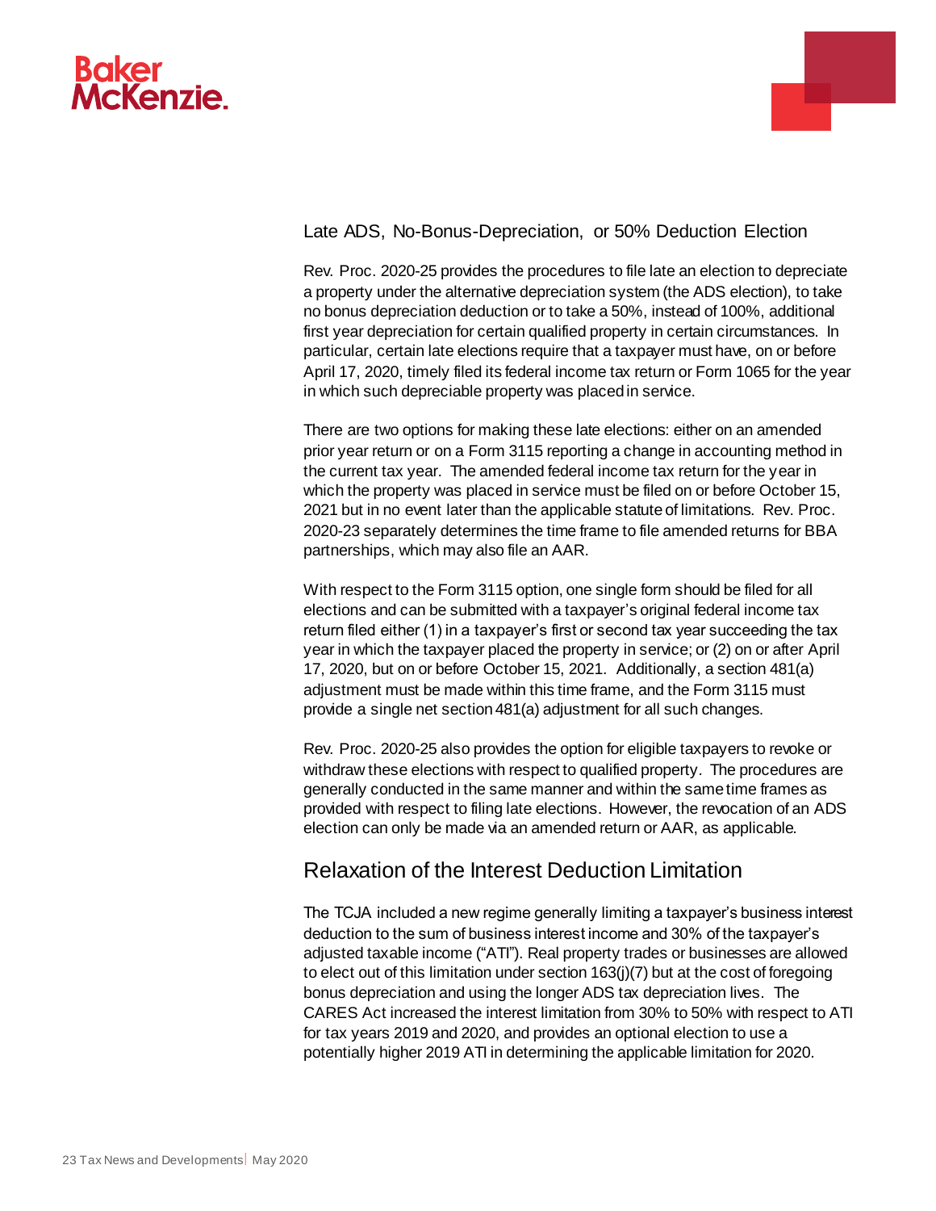### Late ADS, No-Bonus-Depreciation, or 50% Deduction Election

Rev. Proc. 2020-25 provides the procedures to file late an election to depreciate a property under the alternative depreciation system (the ADS election), to take no bonus depreciation deduction or to take a 50%, instead of 100%, additional first year depreciation for certain qualified property in certain circumstances. In particular, certain late elections require that a taxpayer must have, on or before April 17, 2020, timely filed its federal income tax return or Form 1065 for the year in which such depreciable property was placed in service.

There are two options for making these late elections: either on an amended prior year return or on a Form 3115 reporting a change in accounting method in the current tax year. The amended federal income tax return for the year in which the property was placed in service must be filed on or before October 15, 2021 but in no event later than the applicable statute of limitations. Rev. Proc. 2020-23 separately determines the time frame to file amended returns for BBA partnerships, which may also file an AAR.

With respect to the Form 3115 option, one single form should be filed for all elections and can be submitted with a taxpayer's original federal income tax return filed either (1) in a taxpayer's first or second tax year succeeding the tax year in which the taxpayer placed the property in service; or (2) on or after April 17, 2020, but on or before October 15, 2021. Additionally, a section 481(a) adjustment must be made within this time frame, and the Form 3115 must provide a single net section 481(a) adjustment for all such changes.

Rev. Proc. 2020-25 also provides the option for eligible taxpayers to revoke or withdraw these elections with respect to qualified property. The procedures are generally conducted in the same manner and within the same time frames as provided with respect to filing late elections. However, the revocation of an ADS election can only be made via an amended return or AAR, as applicable.

## Relaxation of the Interest Deduction Limitation

The TCJA included a new regime generally limiting a taxpayer's business interest deduction to the sum of business interest income and 30% of the taxpayer's adjusted taxable income ("ATI"). Real property trades or businesses are allowed to elect out of this limitation under section 163(j)(7) but at the cost of foregoing bonus depreciation and using the longer ADS tax depreciation lives. The CARES Act increased the interest limitation from 30% to 50% with respect to ATI for tax years 2019 and 2020, and provides an optional election to use a potentially higher 2019 ATI in determining the applicable limitation for 2020.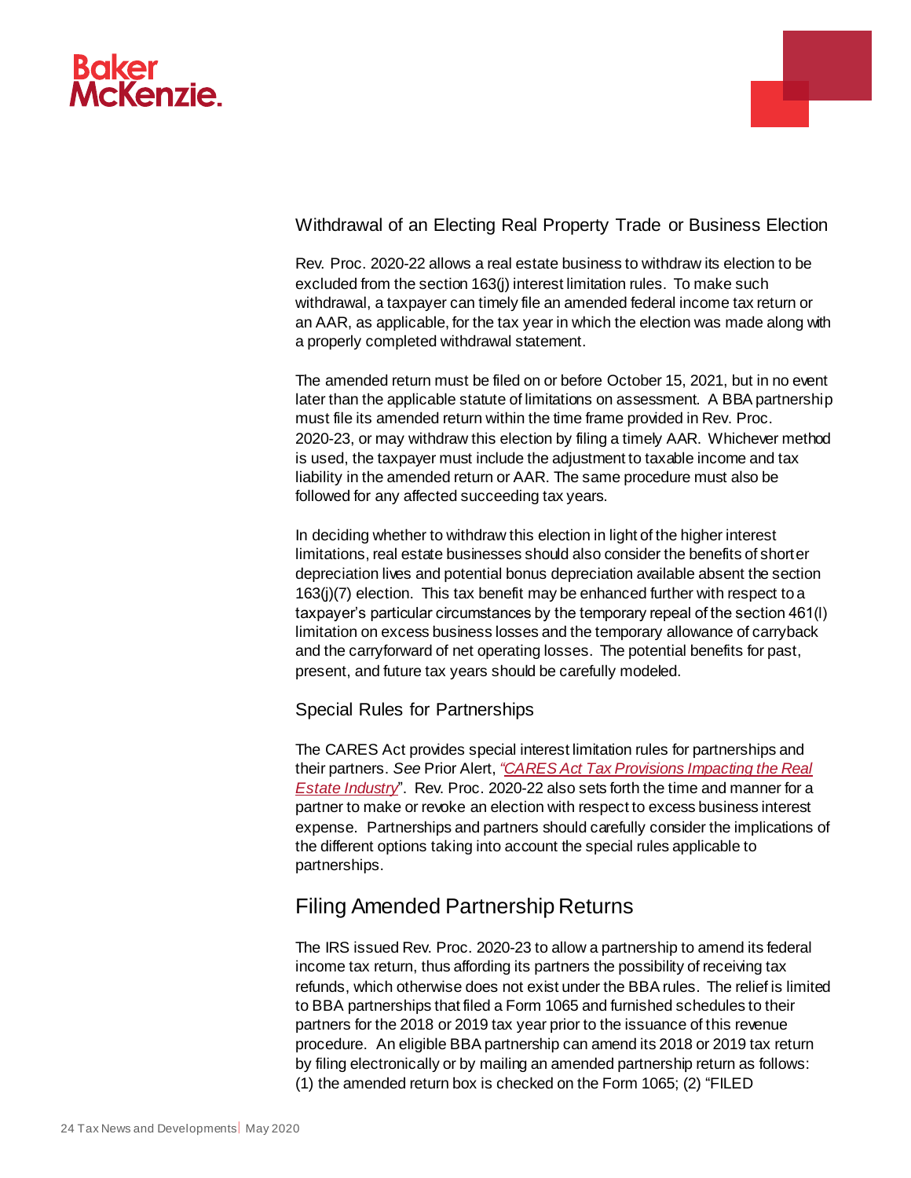### Withdrawal of an Electing Real Property Trade or Business Election

Rev. Proc. 2020-22 allows a real estate business to withdraw its election to be excluded from the section 163(j) interest limitation rules. To make such withdrawal, a taxpayer can timely file an amended federal income tax return or an AAR, as applicable, for the tax year in which the election was made along with a properly completed withdrawal statement.

The amended return must be filed on or before October 15, 2021, but in no event later than the applicable statute of limitations on assessment. A BBA partnership must file its amended return within the time frame provided in Rev. Proc. 2020-23, or may withdraw this election by filing a timely AAR. Whichever method is used, the taxpayer must include the adjustment to taxable income and tax liability in the amended return or AAR. The same procedure must also be followed for any affected succeeding tax years.

In deciding whether to withdraw this election in light of the higher interest limitations, real estate businesses should also consider the benefits of shorter depreciation lives and potential bonus depreciation available absent the section 163(j)(7) election. This tax benefit may be enhanced further with respect to a taxpayer's particular circumstances by the temporary repeal of the section 461(l) limitation on excess business losses and the temporary allowance of carryback and the carryforward of net operating losses. The potential benefits for past, present, and future tax years should be carefully modeled.

### Special Rules for Partnerships

The CARES Act provides special interest limitation rules for partnerships and their partners. *See* Prior Alert, *"CARES Act Tax Provisions Impacting the Real Estate Industry"*. Rev. Proc. 2020-22 also sets forth the time and manner for a partner to make or revoke an election with respect to excess business interest expense. Partnerships and partners should carefully consider the implications of the different options taking into account the special rules applicable to partnerships.

## Filing Amended Partnership Returns

The IRS issued Rev. Proc. 2020-23 to allow a partnership to amend its federal income tax return, thus affording its partners the possibility of receiving tax refunds, which otherwise does not exist under the BBA rules. The relief is limited to BBA partnerships that filed a Form 1065 and furnished schedules to their partners for the 2018 or 2019 tax year prior to the issuance of this revenue procedure. An eligible BBA partnership can amend its 2018 or 2019 tax return by filing electronically or by mailing an amended partnership return as follows: (1) the amended return box is checked on the Form 1065; (2) "FILED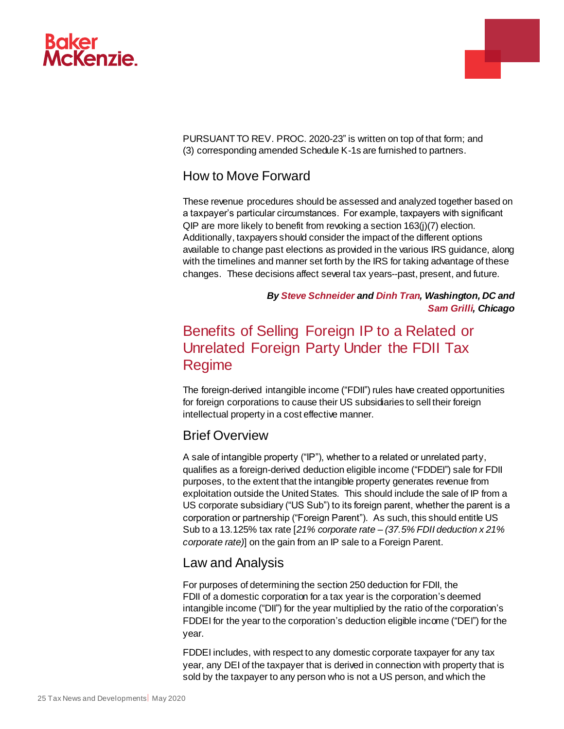PURSUANT TO REV. PROC. 2020-23" is written on top of that form; and (3) corresponding amended Schedule K-1s are furnished to partners.

## How to Move Forward

These revenue procedures should be assessed and analyzed together based on a taxpayer's particular circumstances. For example, taxpayers with significant QIP are more likely to benefit from revoking a section 163(j)(7) election. Additionally, taxpayers should consider the impact of the different options available to change past elections as provided in the various IRS guidance, along with the timelines and manner set forth by the IRS for taking advantage of these changes. These decisions affect several tax years--past, present, and future.

***By Steve Schneider and Dinh Tran, Washington, DC and Sam Grilli, Chicago***

# Benefits of Selling Foreign IP to a Related or Unrelated Foreign Party Under the FDII Tax Regime

The foreign-derived intangible income ("FDII") rules have created opportunities for foreign corporations to cause their US subsidiaries to sell their foreign intellectual property in a cost effective manner.

## Brief Overview

A sale of intangible property ("IP"), whether to a related or unrelated party, qualifies as a foreign-derived deduction eligible income ("FDDEI") sale for FDII purposes, to the extent that the intangible property generates revenue from exploitation outside the United States. This should include the sale of IP from a US corporate subsidiary ("US Sub") to its foreign parent, whether the parent is a corporation or partnership ("Foreign Parent"). As such, this should entitle US Sub to a 13.125% tax rate [*21% corporate rate – (37.5% FDII deduction x 21% corporate rate)*] on the gain from an IP sale to a Foreign Parent.

## Law and Analysis

For purposes of determining the section 250 deduction for FDII, the FDII of a domestic corporation for a tax year is the corporation's deemed intangible income ("DII") for the year multiplied by the ratio of the corporation's FDDEI for the year to the corporation's deduction eligible income ("DEI") for the year.

FDDEI includes, with respect to any domestic corporate taxpayer for any tax year, any DEI of the taxpayer that is derived in connection with property that is sold by the taxpayer to any person who is not a US person, and which the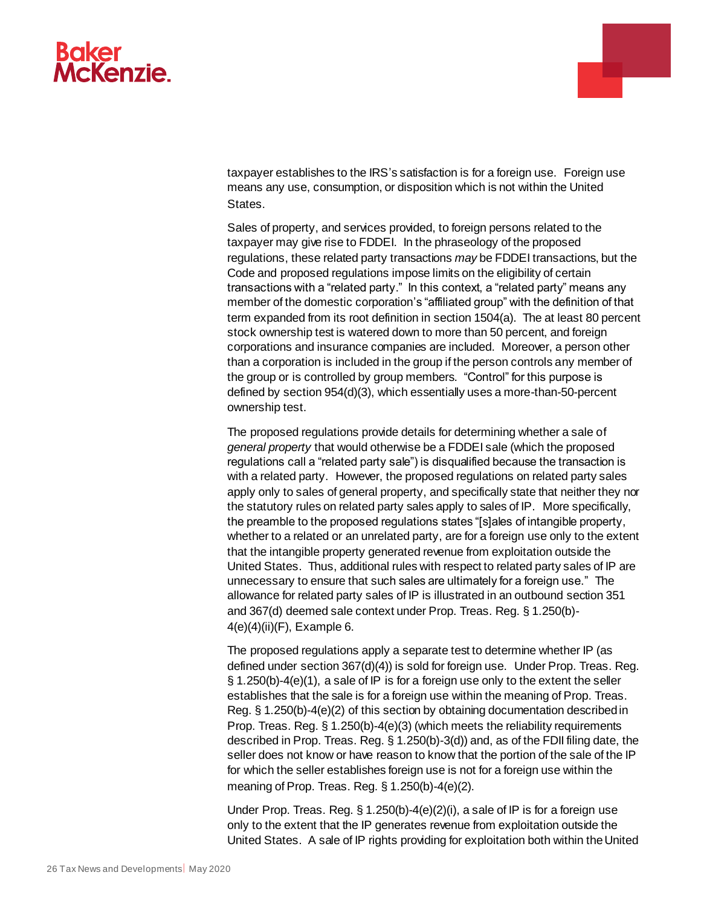taxpayer establishes to the IRS's satisfaction is for a foreign use. Foreign use means any use, consumption, or disposition which is not within the United States.

Sales of property, and services provided, to foreign persons related to the taxpayer may give rise to FDDEI. In the phraseology of the proposed regulations, these related party transactions *may* be FDDEI transactions, but the Code and proposed regulations impose limits on the eligibility of certain transactions with a "related party." In this context, a "related party" means any member of the domestic corporation's "affiliated group" with the definition of that term expanded from its root definition in section 1504(a). The at least 80 percent stock ownership test is watered down to more than 50 percent, and foreign corporations and insurance companies are included. Moreover, a person other than a corporation is included in the group if the person controls any member of the group or is controlled by group members. "Control" for this purpose is defined by section 954(d)(3), which essentially uses a more-than-50-percent ownership test.

The proposed regulations provide details for determining whether a sale of *general property* that would otherwise be a FDDEI sale (which the proposed regulations call a "related party sale") is disqualified because the transaction is with a related party. However, the proposed regulations on related party sales apply only to sales of general property, and specifically state that neither they nor the statutory rules on related party sales apply to sales of IP. More specifically, the preamble to the proposed regulations states "[s]ales of intangible property, whether to a related or an unrelated party, are for a foreign use only to the extent that the intangible property generated revenue from exploitation outside the United States. Thus, additional rules with respect to related party sales of IP are unnecessary to ensure that such sales are ultimately for a foreign use." The allowance for related party sales of IP is illustrated in an outbound section 351 and 367(d) deemed sale context under Prop. Treas. Reg. § 1.250(b)-4(e)(4)(ii)(F), Example 6.

The proposed regulations apply a separate test to determine whether IP (as defined under section 367(d)(4)) is sold for foreign use. Under Prop. Treas. Reg. § 1.250(b)-4(e)(1), a sale of IP is for a foreign use only to the extent the seller establishes that the sale is for a foreign use within the meaning of Prop. Treas. Reg. § 1.250(b)-4(e)(2) of this section by obtaining documentation described in Prop. Treas. Reg. § 1.250(b)-4(e)(3) (which meets the reliability requirements described in Prop. Treas. Reg. § 1.250(b)-3(d)) and, as of the FDII filing date, the seller does not know or have reason to know that the portion of the sale of the IP for which the seller establishes foreign use is not for a foreign use within the meaning of Prop. Treas. Reg. § 1.250(b)-4(e)(2).

Under Prop. Treas. Reg. § 1.250(b)-4(e)(2)(i), a sale of IP is for a foreign use only to the extent that the IP generates revenue from exploitation outside the United States. A sale of IP rights providing for exploitation both within the United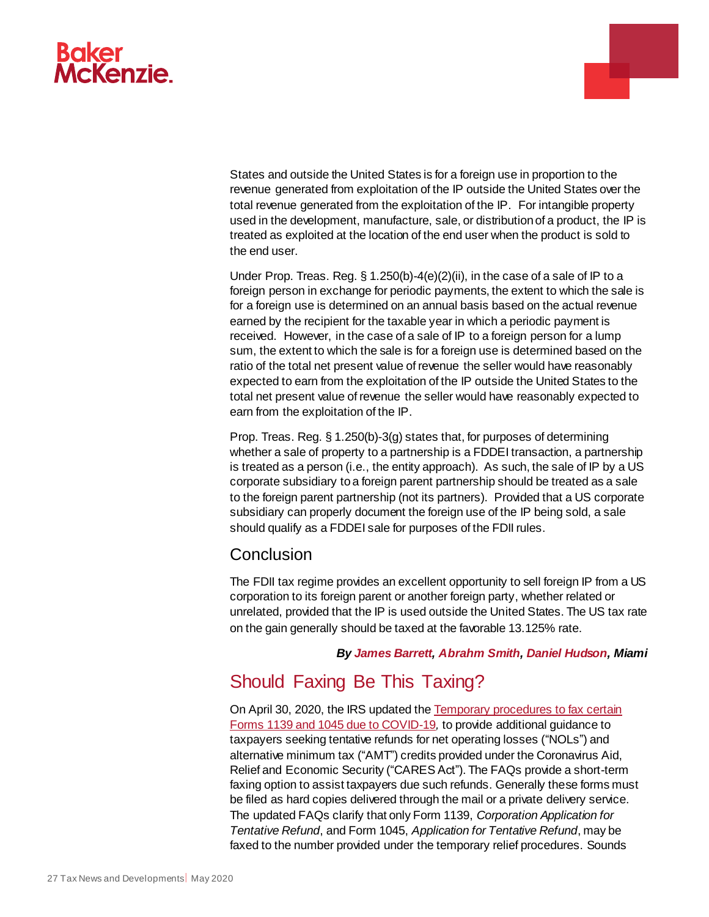States and outside the United States is for a foreign use in proportion to the revenue generated from exploitation of the IP outside the United States over the total revenue generated from the exploitation of the IP. For intangible property used in the development, manufacture, sale, or distribution of a product, the IP is treated as exploited at the location of the end user when the product is sold to the end user.

Under Prop. Treas. Reg. § 1.250(b)-4(e)(2)(ii), in the case of a sale of IP to a foreign person in exchange for periodic payments, the extent to which the sale is for a foreign use is determined on an annual basis based on the actual revenue earned by the recipient for the taxable year in which a periodic payment is received. However, in the case of a sale of IP to a foreign person for a lump sum, the extent to which the sale is for a foreign use is determined based on the ratio of the total net present value of revenue the seller would have reasonably expected to earn from the exploitation of the IP outside the United States to the total net present value of revenue the seller would have reasonably expected to earn from the exploitation of the IP.

Prop. Treas. Reg. § 1.250(b)-3(g) states that, for purposes of determining whether a sale of property to a partnership is a FDDEI transaction, a partnership is treated as a person (i.e., the entity approach). As such, the sale of IP by a US corporate subsidiary to a foreign parent partnership should be treated as a sale to the foreign parent partnership (not its partners). Provided that a US corporate subsidiary can properly document the foreign use of the IP being sold, a sale should qualify as a FDDEI sale for purposes of the FDII rules.

## Conclusion

The FDII tax regime provides an excellent opportunity to sell foreign IP from a US corporation to its foreign parent or another foreign party, whether related or unrelated, provided that the IP is used outside the United States. The US tax rate on the gain generally should be taxed at the favorable 13.125% rate.

***By James Barrett, Abrahm Smith, Daniel Hudson, Miami***

# Should Faxing Be This Taxing?

On April 30, 2020, the IRS updated the Temporary procedures to fax certain Forms 1139 and 1045 due to COVID-19*,* to provide additional guidance to taxpayers seeking tentative refunds for net operating losses ("NOLs") and alternative minimum tax ("AMT") credits provided under the Coronavirus Aid, Relief and Economic Security ("CARES Act"). The FAQs provide a short-term faxing option to assist taxpayers due such refunds. Generally these forms must be filed as hard copies delivered through the mail or a private delivery service. The updated FAQs clarify that only Form 1139, *Corporation Application for Tentative Refund*, and Form 1045, *Application for Tentative Refund*, may be faxed to the number provided under the temporary relief procedures. Sounds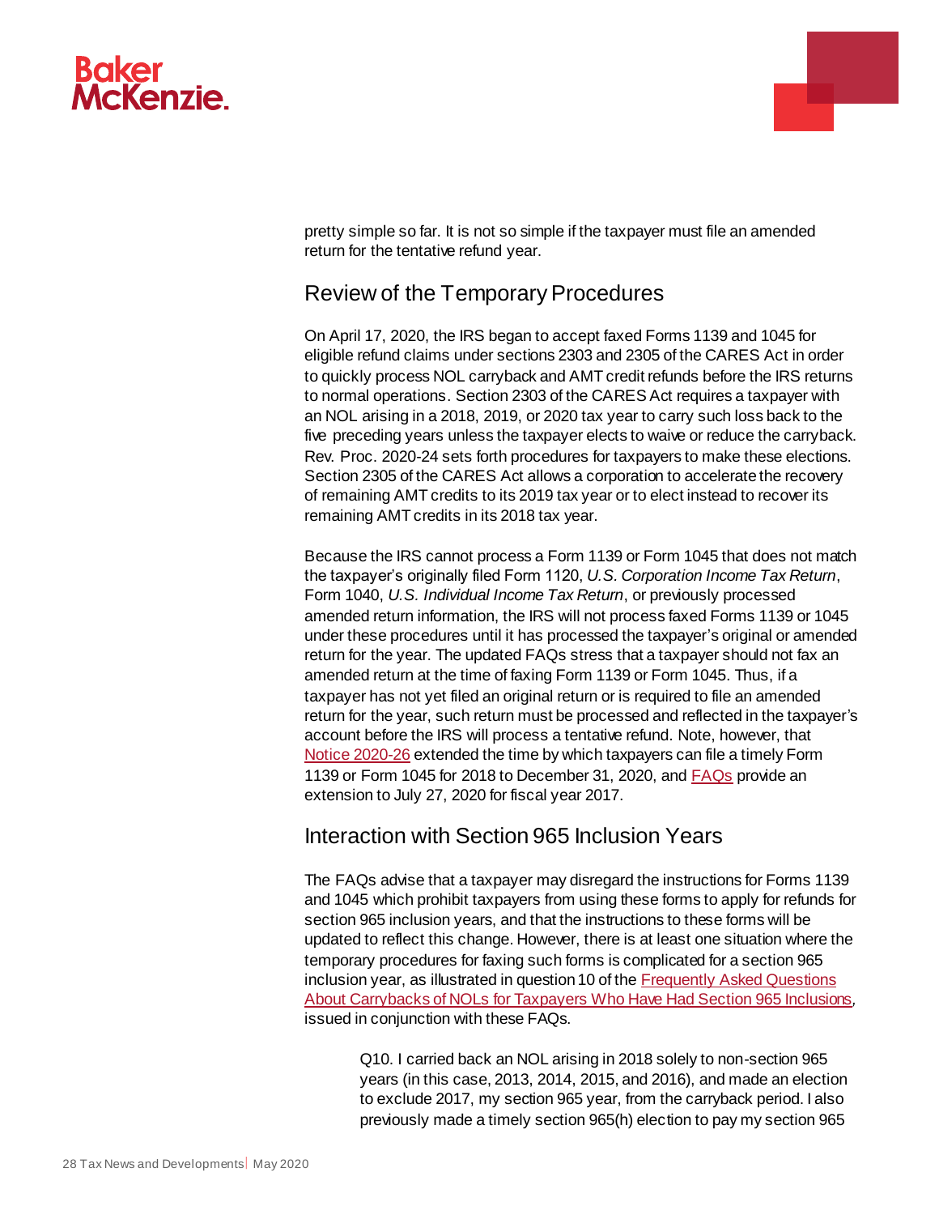pretty simple so far. It is not so simple if the taxpayer must file an amended return for the tentative refund year.

## Review of the Temporary Procedures

On April 17, 2020, the IRS began to accept faxed Forms 1139 and 1045 for eligible refund claims under sections 2303 and 2305 of the CARES Act in order to quickly process NOL carryback and AMT credit refunds before the IRS returns to normal operations. Section 2303 of the CARES Act requires a taxpayer with an NOL arising in a 2018, 2019, or 2020 tax year to carry such loss back to the five preceding years unless the taxpayer elects to waive or reduce the carryback. Rev. Proc. 2020-24 sets forth procedures for taxpayers to make these elections. Section 2305 of the CARES Act allows a corporation to accelerate the recovery of remaining AMT credits to its 2019 tax year or to elect instead to recover its remaining AMT credits in its 2018 tax year.

Because the IRS cannot process a Form 1139 or Form 1045 that does not match the taxpayer's originally filed Form 1120, *U.S. Corporation Income Tax Return*, Form 1040, *U.S. Individual Income Tax Return*, or previously processed amended return information, the IRS will not process faxed Forms 1139 or 1045 under these procedures until it has processed the taxpayer's original or amended return for the year. The updated FAQs stress that a taxpayer should not fax an amended return at the time of faxing Form 1139 or Form 1045. Thus, if a taxpayer has not yet filed an original return or is required to file an amended return for the year, such return must be processed and reflected in the taxpayer's account before the IRS will process a tentative refund. Note, however, that Notice 2020-26 extended the time by which taxpayers can file a timely Form 1139 or Form 1045 for 2018 to December 31, 2020, and FAQs provide an extension to July 27, 2020 for fiscal year 2017.

## Interaction with Section 965 Inclusion Years

The FAQs advise that a taxpayer may disregard the instructions for Forms 1139 and 1045 which prohibit taxpayers from using these forms to apply for refunds for section 965 inclusion years, and that the instructions to these forms will be updated to reflect this change. However, there is at least one situation where the temporary procedures for faxing such forms is complicated for a section 965 inclusion year, as illustrated in question 10 of the Frequently Asked Questions About Carrybacks of NOLs for Taxpayers Who Have Had Section 965 Inclusions, issued in conjunction with these FAQs.

> Q10. I carried back an NOL arising in 2018 solely to non-section 965 years (in this case, 2013, 2014, 2015, and 2016), and made an election to exclude 2017, my section 965 year, from the carryback period. I also previously made a timely section 965(h) election to pay my section 965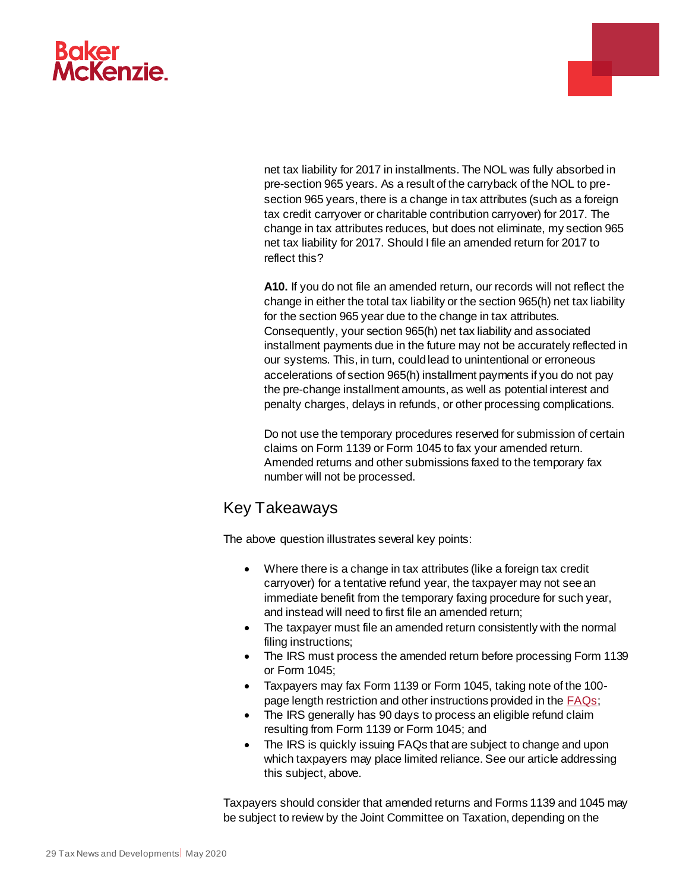net tax liability for 2017 in installments. The NOL was fully absorbed in pre-section 965 years. As a result of the carryback of the NOL to pre-section 965 years, there is a change in tax attributes (such as a foreign tax credit carryover or charitable contribution carryover) for 2017. The change in tax attributes reduces, but does not eliminate, my section 965 net tax liability for 2017. Should I file an amended return for 2017 to reflect this?

**A10.** If you do not file an amended return, our records will not reflect the change in either the total tax liability or the section 965(h) net tax liability for the section 965 year due to the change in tax attributes. Consequently, your section 965(h) net tax liability and associated installment payments due in the future may not be accurately reflected in our systems. This, in turn, could lead to unintentional or erroneous accelerations of section 965(h) installment payments if you do not pay the pre-change installment amounts, as well as potential interest and penalty charges, delays in refunds, or other processing complications.

Do not use the temporary procedures reserved for submission of certain claims on Form 1139 or Form 1045 to fax your amended return. Amended returns and other submissions faxed to the temporary fax number will not be processed.

## Key Takeaways

The above question illustrates several key points:

- Where there is a change in tax attributes (like a foreign tax credit carryover) for a tentative refund year, the taxpayer may not see an immediate benefit from the temporary faxing procedure for such year, and instead will need to first file an amended return;
- The taxpayer must file an amended return consistently with the normal filing instructions;
- The IRS must process the amended return before processing Form 1139 or Form 1045;
- Taxpayers may fax Form 1139 or Form 1045, taking note of the 100-page length restriction and other instructions provided in the FAQs;
- The IRS generally has 90 days to process an eligible refund claim resulting from Form 1139 or Form 1045; and
- The IRS is quickly issuing FAQs that are subject to change and upon which taxpayers may place limited reliance. See our article addressing this subject, above.

Taxpayers should consider that amended returns and Forms 1139 and 1045 may be subject to review by the Joint Committee on Taxation, depending on the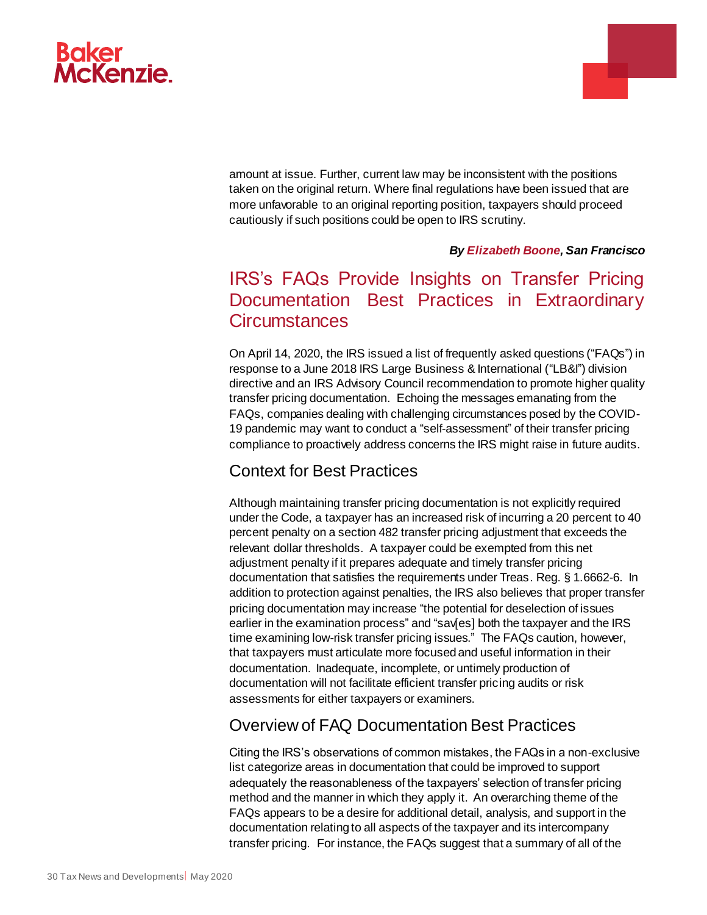amount at issue. Further, current law may be inconsistent with the positions taken on the original return. Where final regulations have been issued that are more unfavorable to an original reporting position, taxpayers should proceed cautiously if such positions could be open to IRS scrutiny.

***By Elizabeth Boone, San Francisco***

# IRS's FAQs Provide Insights on Transfer Pricing Documentation Best Practices in Extraordinary Circumstances

On April 14, 2020, the IRS issued a list of frequently asked questions ("FAQs") in response to a June 2018 IRS Large Business & International ("LB&I") division directive and an IRS Advisory Council recommendation to promote higher quality transfer pricing documentation. Echoing the messages emanating from the FAQs, companies dealing with challenging circumstances posed by the COVID-19 pandemic may want to conduct a "self-assessment" of their transfer pricing compliance to proactively address concerns the IRS might raise in future audits.

## Context for Best Practices

Although maintaining transfer pricing documentation is not explicitly required under the Code, a taxpayer has an increased risk of incurring a 20 percent to 40 percent penalty on a section 482 transfer pricing adjustment that exceeds the relevant dollar thresholds. A taxpayer could be exempted from this net adjustment penalty if it prepares adequate and timely transfer pricing documentation that satisfies the requirements under Treas. Reg. § 1.6662-6. In addition to protection against penalties, the IRS also believes that proper transfer pricing documentation may increase "the potential for deselection of issues earlier in the examination process" and "sav[es] both the taxpayer and the IRS time examining low-risk transfer pricing issues." The FAQs caution, however, that taxpayers must articulate more focused and useful information in their documentation. Inadequate, incomplete, or untimely production of documentation will not facilitate efficient transfer pricing audits or risk assessments for either taxpayers or examiners.

## Overview of FAQ Documentation Best Practices

Citing the IRS's observations of common mistakes, the FAQs in a non-exclusive list categorize areas in documentation that could be improved to support adequately the reasonableness of the taxpayers' selection of transfer pricing method and the manner in which they apply it. An overarching theme of the FAQs appears to be a desire for additional detail, analysis, and support in the documentation relating to all aspects of the taxpayer and its intercompany transfer pricing. For instance, the FAQs suggest that a summary of all of the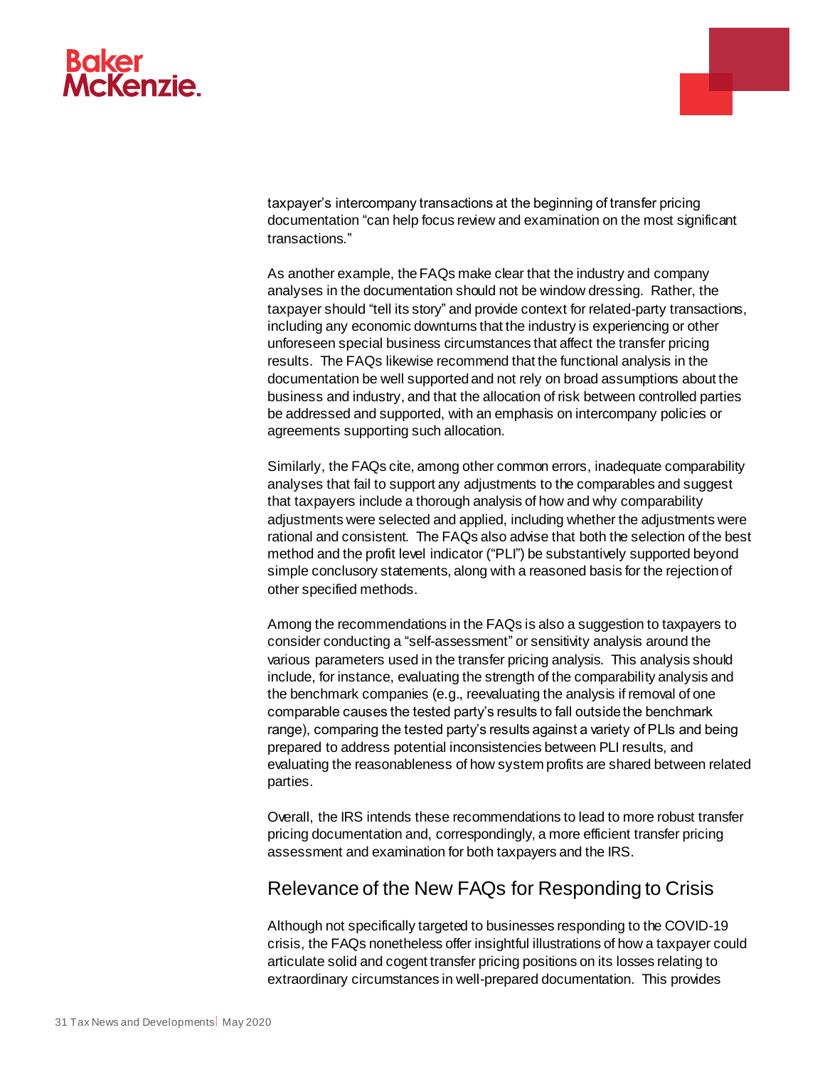taxpayer's intercompany transactions at the beginning of transfer pricing documentation "can help focus review and examination on the most significant transactions."

As another example, the FAQs make clear that the industry and company analyses in the documentation should not be window dressing. Rather, the taxpayer should "tell its story" and provide context for related-party transactions, including any economic downturns that the industry is experiencing or other unforeseen special business circumstances that affect the transfer pricing results. The FAQs likewise recommend that the functional analysis in the documentation be well supported and not rely on broad assumptions about the business and industry, and that the allocation of risk between controlled parties be addressed and supported, with an emphasis on intercompany policies or agreements supporting such allocation.

Similarly, the FAQs cite, among other common errors, inadequate comparability analyses that fail to support any adjustments to the comparables and suggest that taxpayers include a thorough analysis of how and why comparability adjustments were selected and applied, including whether the adjustments were rational and consistent. The FAQs also advise that both the selection of the best method and the profit level indicator ("PLI") be substantively supported beyond simple conclusory statements, along with a reasoned basis for the rejection of other specified methods.

Among the recommendations in the FAQs is also a suggestion to taxpayers to consider conducting a "self-assessment" or sensitivity analysis around the various parameters used in the transfer pricing analysis. This analysis should include, for instance, evaluating the strength of the comparability analysis and the benchmark companies (e.g., reevaluating the analysis if removal of one comparable causes the tested party's results to fall outside the benchmark range), comparing the tested party's results against a variety of PLIs and being prepared to address potential inconsistencies between PLI results, and evaluating the reasonableness of how system profits are shared between related parties.

Overall, the IRS intends these recommendations to lead to more robust transfer pricing documentation and, correspondingly, a more efficient transfer pricing assessment and examination for both taxpayers and the IRS.

## Relevance of the New FAQs for Responding to Crisis

Although not specifically targeted to businesses responding to the COVID-19 crisis, the FAQs nonetheless offer insightful illustrations of how a taxpayer could articulate solid and cogent transfer pricing positions on its losses relating to extraordinary circumstances in well-prepared documentation. This provides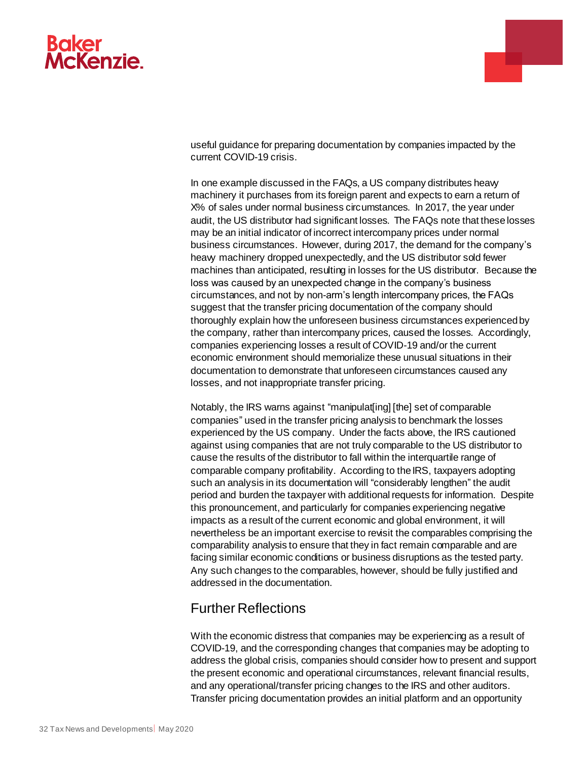useful guidance for preparing documentation by companies impacted by the current COVID-19 crisis.

In one example discussed in the FAQs, a US company distributes heavy machinery it purchases from its foreign parent and expects to earn a return of X% of sales under normal business circumstances. In 2017, the year under audit, the US distributor had significant losses. The FAQs note that these losses may be an initial indicator of incorrect intercompany prices under normal business circumstances. However, during 2017, the demand for the company's heavy machinery dropped unexpectedly, and the US distributor sold fewer machines than anticipated, resulting in losses for the US distributor. Because the loss was caused by an unexpected change in the company's business circumstances, and not by non-arm's length intercompany prices, the FAQs suggest that the transfer pricing documentation of the company should thoroughly explain how the unforeseen business circumstances experienced by the company, rather than intercompany prices, caused the losses. Accordingly, companies experiencing losses a result of COVID-19 and/or the current economic environment should memorialize these unusual situations in their documentation to demonstrate that unforeseen circumstances caused any losses, and not inappropriate transfer pricing.

Notably, the IRS warns against "manipulat[ing] [the] set of comparable companies" used in the transfer pricing analysis to benchmark the losses experienced by the US company. Under the facts above, the IRS cautioned against using companies that are not truly comparable to the US distributor to cause the results of the distributor to fall within the interquartile range of comparable company profitability. According to the IRS, taxpayers adopting such an analysis in its documentation will "considerably lengthen" the audit period and burden the taxpayer with additional requests for information. Despite this pronouncement, and particularly for companies experiencing negative impacts as a result of the current economic and global environment, it will nevertheless be an important exercise to revisit the comparables comprising the comparability analysis to ensure that they in fact remain comparable and are facing similar economic conditions or business disruptions as the tested party. Any such changes to the comparables, however, should be fully justified and addressed in the documentation.

## Further Reflections

With the economic distress that companies may be experiencing as a result of COVID-19, and the corresponding changes that companies may be adopting to address the global crisis, companies should consider how to present and support the present economic and operational circumstances, relevant financial results, and any operational/transfer pricing changes to the IRS and other auditors. Transfer pricing documentation provides an initial platform and an opportunity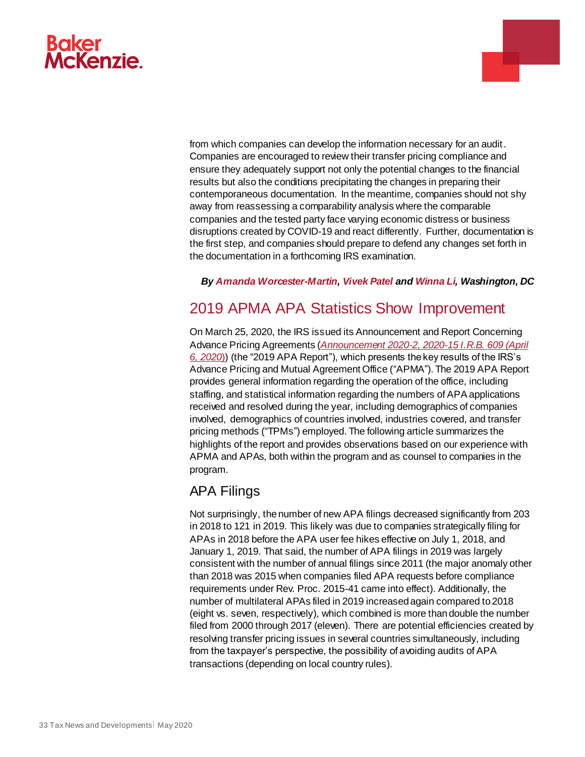from which companies can develop the information necessary for an audit. Companies are encouraged to review their transfer pricing compliance and ensure they adequately support not only the potential changes to the financial results but also the conditions precipitating the changes in preparing their contemporaneous documentation. In the meantime, companies should not shy away from reassessing a comparability analysis where the comparable companies and the tested party face varying economic distress or business disruptions created by COVID-19 and react differently. Further, documentation is the first step, and companies should prepare to defend any changes set forth in the documentation in a forthcoming IRS examination.

***By Amanda Worcester-Martin, Vivek Patel and Winna Li, Washington, DC***

## 2019 APMA APA Statistics Show Improvement

On March 25, 2020, the IRS issued its Announcement and Report Concerning Advance Pricing Agreements (*Announcement 2020-2, 2020-15 I.R.B. 609 (April 6, 2020)*) (the "2019 APA Report"), which presents the key results of the IRS's Advance Pricing and Mutual Agreement Office ("APMA"). The 2019 APA Report provides general information regarding the operation of the office, including staffing, and statistical information regarding the numbers of APA applications received and resolved during the year, including demographics of companies involved, demographics of countries involved, industries covered, and transfer pricing methods ("TPMs") employed. The following article summarizes the highlights of the report and provides observations based on our experience with APMA and APAs, both within the program and as counsel to companies in the program.

### APA Filings

Not surprisingly, the number of new APA filings decreased significantly from 203 in 2018 to 121 in 2019. This likely was due to companies strategically filing for APAs in 2018 before the APA user fee hikes effective on July 1, 2018, and January 1, 2019. That said, the number of APA filings in 2019 was largely consistent with the number of annual filings since 2011 (the major anomaly other than 2018 was 2015 when companies filed APA requests before compliance requirements under Rev. Proc. 2015-41 came into effect). Additionally, the number of multilateral APAs filed in 2019 increased again compared to 2018 (eight vs. seven, respectively), which combined is more than double the number filed from 2000 through 2017 (eleven). There are potential efficiencies created by resolving transfer pricing issues in several countries simultaneously, including from the taxpayer's perspective, the possibility of avoiding audits of APA transactions (depending on local country rules).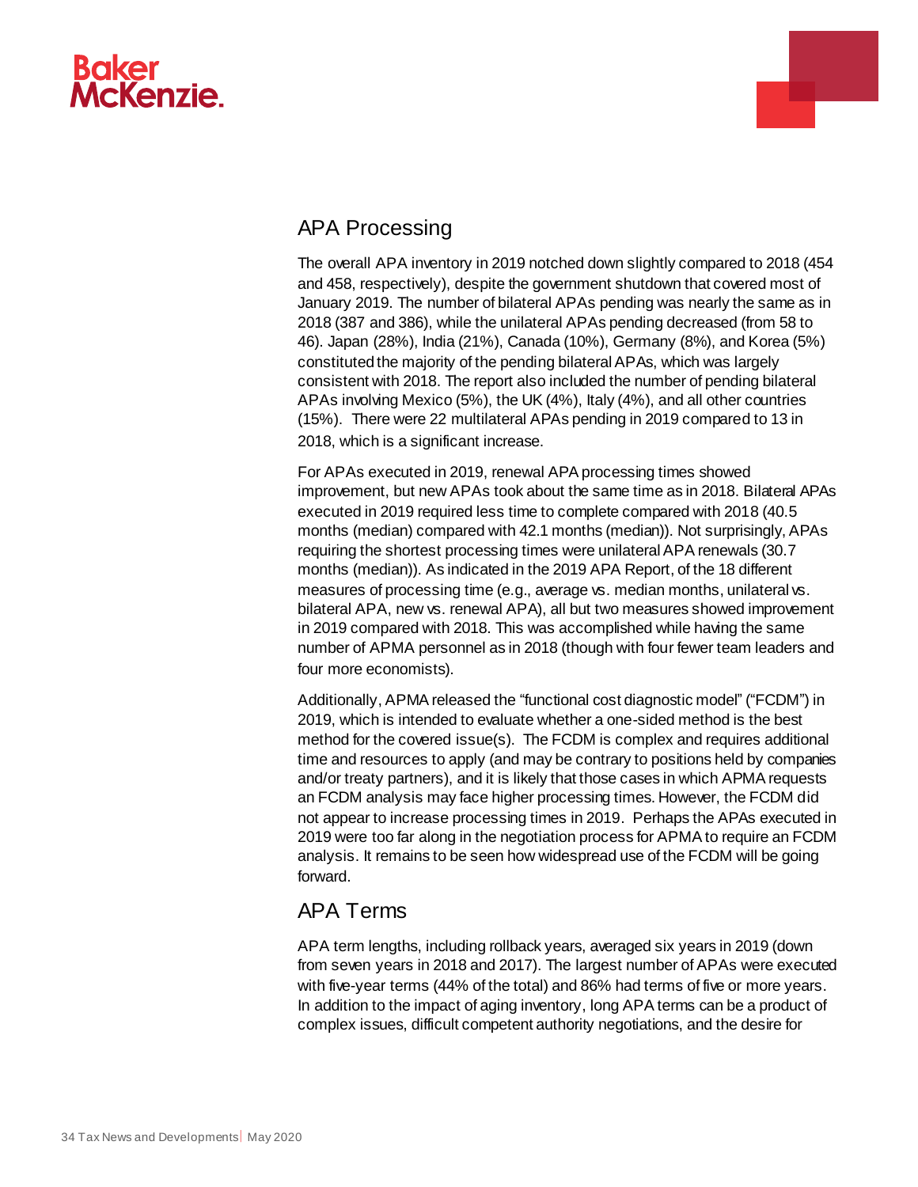## APA Processing

The overall APA inventory in 2019 notched down slightly compared to 2018 (454 and 458, respectively), despite the government shutdown that covered most of January 2019. The number of bilateral APAs pending was nearly the same as in 2018 (387 and 386), while the unilateral APAs pending decreased (from 58 to 46). Japan (28%), India (21%), Canada (10%), Germany (8%), and Korea (5%) constituted the majority of the pending bilateral APAs, which was largely consistent with 2018. The report also included the number of pending bilateral APAs involving Mexico (5%), the UK (4%), Italy (4%), and all other countries (15%). There were 22 multilateral APAs pending in 2019 compared to 13 in 2018, which is a significant increase.

For APAs executed in 2019, renewal APA processing times showed improvement, but new APAs took about the same time as in 2018. Bilateral APAs executed in 2019 required less time to complete compared with 2018 (40.5 months (median) compared with 42.1 months (median)). Not surprisingly, APAs requiring the shortest processing times were unilateral APA renewals (30.7 months (median)). As indicated in the 2019 APA Report, of the 18 different measures of processing time (e.g., average vs. median months, unilateral vs. bilateral APA, new vs. renewal APA), all but two measures showed improvement in 2019 compared with 2018. This was accomplished while having the same number of APMA personnel as in 2018 (though with four fewer team leaders and four more economists).

Additionally, APMA released the "functional cost diagnostic model" ("FCDM") in 2019, which is intended to evaluate whether a one-sided method is the best method for the covered issue(s). The FCDM is complex and requires additional time and resources to apply (and may be contrary to positions held by companies and/or treaty partners), and it is likely that those cases in which APMA requests an FCDM analysis may face higher processing times. However, the FCDM did not appear to increase processing times in 2019. Perhaps the APAs executed in 2019 were too far along in the negotiation process for APMA to require an FCDM analysis. It remains to be seen how widespread use of the FCDM will be going forward.

## APA Terms

APA term lengths, including rollback years, averaged six years in 2019 (down from seven years in 2018 and 2017). The largest number of APAs were executed with five-year terms (44% of the total) and 86% had terms of five or more years. In addition to the impact of aging inventory, long APA terms can be a product of complex issues, difficult competent authority negotiations, and the desire for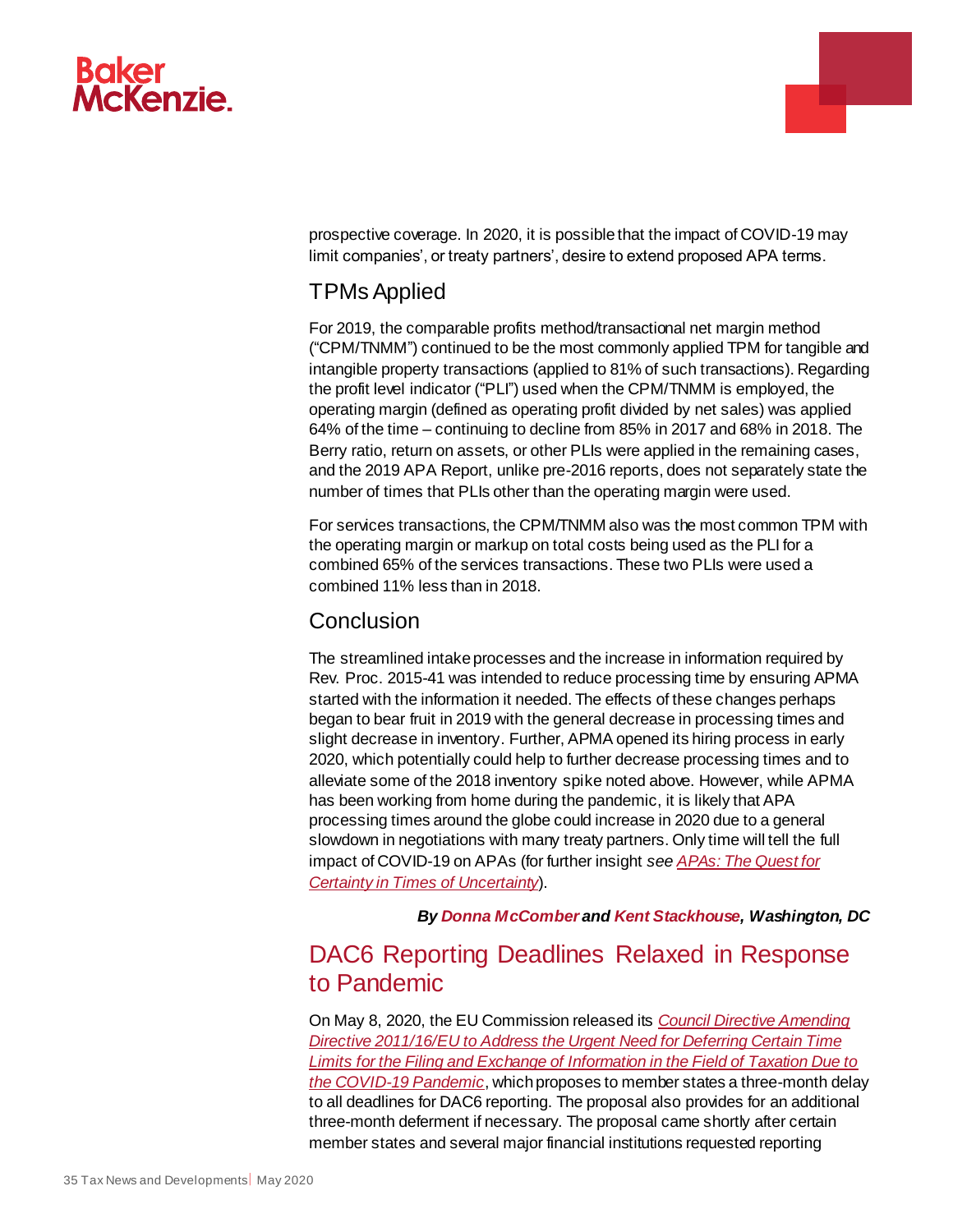prospective coverage. In 2020, it is possible that the impact of COVID-19 may limit companies', or treaty partners', desire to extend proposed APA terms.

## TPMs Applied

For 2019, the comparable profits method/transactional net margin method ("CPM/TNMM") continued to be the most commonly applied TPM for tangible and intangible property transactions (applied to 81% of such transactions). Regarding the profit level indicator ("PLI") used when the CPM/TNMM is employed, the operating margin (defined as operating profit divided by net sales) was applied 64% of the time – continuing to decline from 85% in 2017 and 68% in 2018. The Berry ratio, return on assets, or other PLIs were applied in the remaining cases, and the 2019 APA Report, unlike pre-2016 reports, does not separately state the number of times that PLIs other than the operating margin were used.

For services transactions, the CPM/TNMM also was the most common TPM with the operating margin or markup on total costs being used as the PLI for a combined 65% of the services transactions. These two PLIs were used a combined 11% less than in 2018.

## Conclusion

The streamlined intake processes and the increase in information required by Rev. Proc. 2015-41 was intended to reduce processing time by ensuring APMA started with the information it needed. The effects of these changes perhaps began to bear fruit in 2019 with the general decrease in processing times and slight decrease in inventory. Further, APMA opened its hiring process in early 2020, which potentially could help to further decrease processing times and to alleviate some of the 2018 inventory spike noted above. However, while APMA has been working from home during the pandemic, it is likely that APA processing times around the globe could increase in 2020 due to a general slowdown in negotiations with many treaty partners. Only time will tell the full impact of COVID-19 on APAs (for further insight *see* *APAs: The Quest for Certainty in Times of Uncertainty*).

***By Donna McComber and Kent Stackhouse, Washington, DC***

# DAC6 Reporting Deadlines Relaxed in Response to Pandemic

On May 8, 2020, the EU Commission released its *Council Directive Amending Directive 2011/16/EU to Address the Urgent Need for Deferring Certain Time Limits for the Filing and Exchange of Information in the Field of Taxation Due to the COVID-19 Pandemic*, which proposes to member states a three-month delay to all deadlines for DAC6 reporting. The proposal also provides for an additional three-month deferment if necessary. The proposal came shortly after certain member states and several major financial institutions requested reporting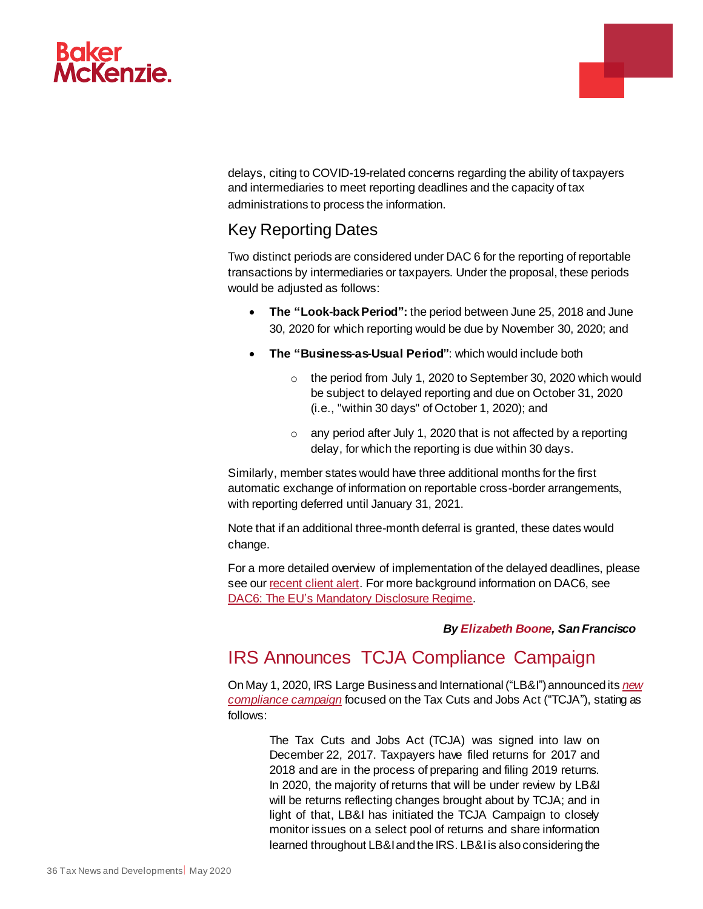delays, citing to COVID-19-related concerns regarding the ability of taxpayers and intermediaries to meet reporting deadlines and the capacity of tax administrations to process the information.

## Key Reporting Dates

Two distinct periods are considered under DAC 6 for the reporting of reportable transactions by intermediaries or taxpayers. Under the proposal, these periods would be adjusted as follows:

- **The "Look-back Period":** the period between June 25, 2018 and June 30, 2020 for which reporting would be due by November 30, 2020; and
- **The "Business-as-Usual Period"**: which would include both
  - the period from July 1, 2020 to September 30, 2020 which would be subject to delayed reporting and due on October 31, 2020 (i.e., "within 30 days" of October 1, 2020); and
  - any period after July 1, 2020 that is not affected by a reporting delay, for which the reporting is due within 30 days.

Similarly, member states would have three additional months for the first automatic exchange of information on reportable cross-border arrangements, with reporting deferred until January 31, 2021.

Note that if an additional three-month deferral is granted, these dates would change.

For a more detailed overview of implementation of the delayed deadlines, please see our recent client alert. For more background information on DAC6, see DAC6: The EU's Mandatory Disclosure Regime.

***By Elizabeth Boone, San Francisco***

# IRS Announces TCJA Compliance Campaign

On May 1, 2020, IRS Large Business and International ("LB&I") announced its *new compliance campaign* focused on the Tax Cuts and Jobs Act ("TCJA"), stating as follows:

> The Tax Cuts and Jobs Act (TCJA) was signed into law on December 22, 2017. Taxpayers have filed returns for 2017 and 2018 and are in the process of preparing and filing 2019 returns. In 2020, the majority of returns that will be under review by LB&I will be returns reflecting changes brought about by TCJA; and in light of that, LB&I has initiated the TCJA Campaign to closely monitor issues on a select pool of returns and share information learned throughout LB&I and the IRS. LB&I is also considering the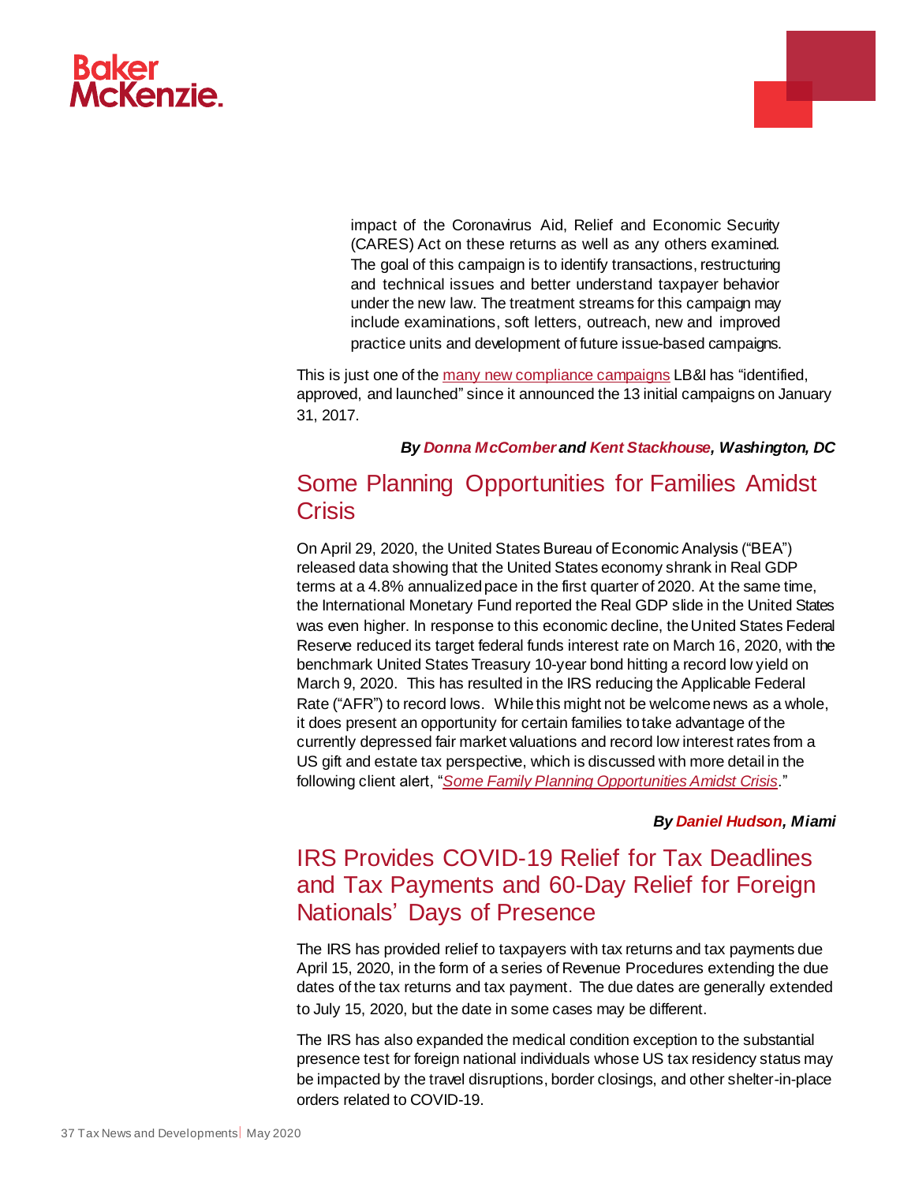> impact of the Coronavirus Aid, Relief and Economic Security (CARES) Act on these returns as well as any others examined. The goal of this campaign is to identify transactions, restructuring and technical issues and better understand taxpayer behavior under the new law. The treatment streams for this campaign may include examinations, soft letters, outreach, new and improved practice units and development of future issue-based campaigns.

This is just one of the many new compliance campaigns LB&I has "identified, approved, and launched" since it announced the 13 initial campaigns on January 31, 2017.

***By Donna McComber and Kent Stackhouse, Washington, DC***

## Some Planning Opportunities for Families Amidst Crisis

On April 29, 2020, the United States Bureau of Economic Analysis ("BEA") released data showing that the United States economy shrank in Real GDP terms at a 4.8% annualized pace in the first quarter of 2020. At the same time, the International Monetary Fund reported the Real GDP slide in the United States was even higher. In response to this economic decline, the United States Federal Reserve reduced its target federal funds interest rate on March 16, 2020, with the benchmark United States Treasury 10-year bond hitting a record low yield on March 9, 2020. This has resulted in the IRS reducing the Applicable Federal Rate ("AFR") to record lows. While this might not be welcome news as a whole, it does present an opportunity for certain families to take advantage of the currently depressed fair market valuations and record low interest rates from a US gift and estate tax perspective, which is discussed with more detail in the following client alert, "*Some Family Planning Opportunities Amidst Crisis*."

***By Daniel Hudson, Miami***

## IRS Provides COVID-19 Relief for Tax Deadlines and Tax Payments and 60-Day Relief for Foreign Nationals' Days of Presence

The IRS has provided relief to taxpayers with tax returns and tax payments due April 15, 2020, in the form of a series of Revenue Procedures extending the due dates of the tax returns and tax payment. The due dates are generally extended to July 15, 2020, but the date in some cases may be different.

The IRS has also expanded the medical condition exception to the substantial presence test for foreign national individuals whose US tax residency status may be impacted by the travel disruptions, border closings, and other shelter-in-place orders related to COVID-19.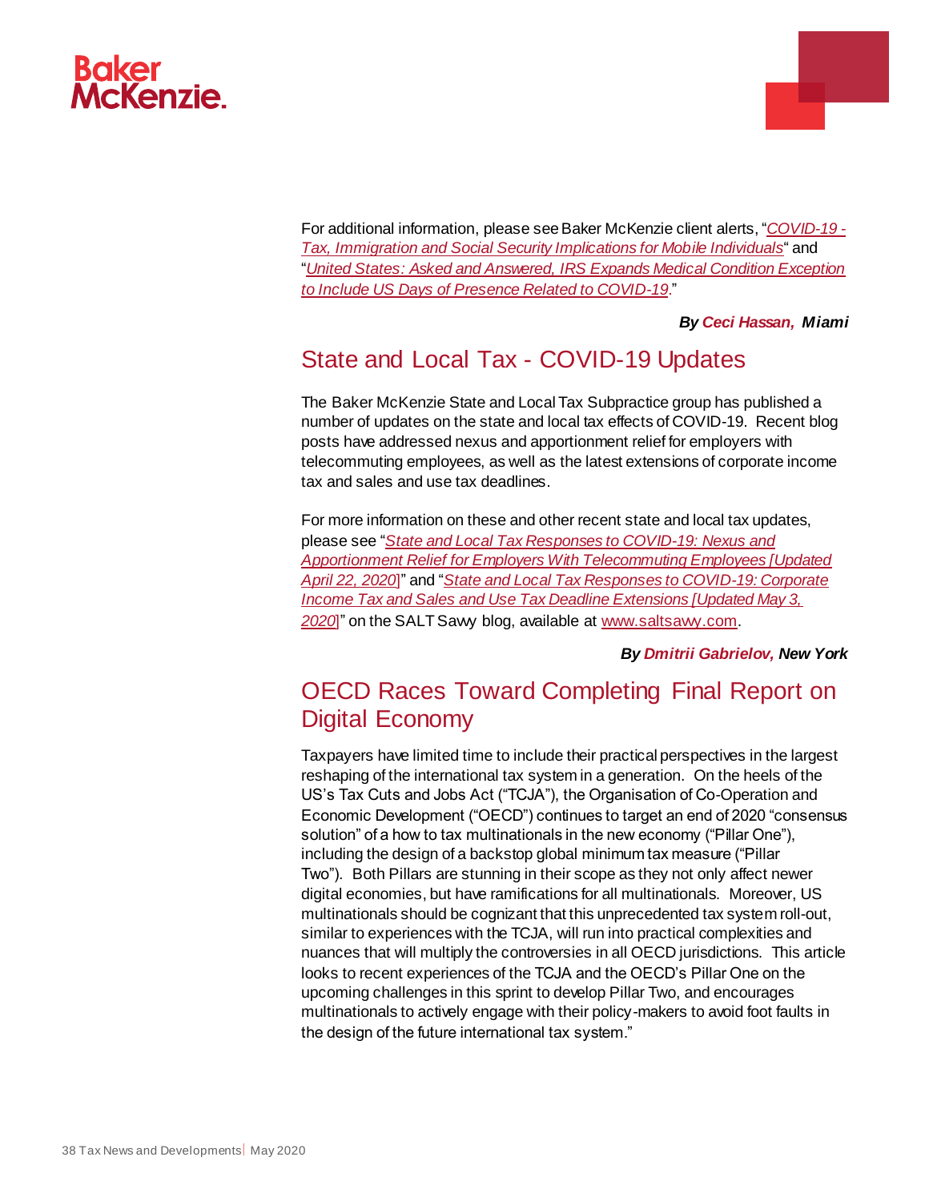For additional information, please see Baker McKenzie client alerts, "*COVID-19 - Tax, Immigration and Social Security Implications for Mobile Individuals*" and "*United States: Asked and Answered, IRS Expands Medical Condition Exception to Include US Days of Presence Related to COVID-19*."

***By Ceci Hassan, Miami***

## State and Local Tax - COVID-19 Updates

The Baker McKenzie State and Local Tax Subpractice group has published a number of updates on the state and local tax effects of COVID-19. Recent blog posts have addressed nexus and apportionment relief for employers with telecommuting employees, as well as the latest extensions of corporate income tax and sales and use tax deadlines.

For more information on these and other recent state and local tax updates, please see "*State and Local Tax Responses to COVID-19: Nexus and Apportionment Relief for Employers With Telecommuting Employees [Updated April 22, 2020]*" and "*State and Local Tax Responses to COVID-19: Corporate Income Tax and Sales and Use Tax Deadline Extensions [Updated May 3, 2020]*" on the SALT Savvy blog, available at www.saltsavvy.com.

***By Dmitrii Gabrielov, New York***

## OECD Races Toward Completing Final Report on Digital Economy

Taxpayers have limited time to include their practical perspectives in the largest reshaping of the international tax system in a generation. On the heels of the US's Tax Cuts and Jobs Act ("TCJA"), the Organisation of Co-Operation and Economic Development ("OECD") continues to target an end of 2020 "consensus solution" of a how to tax multinationals in the new economy ("Pillar One"), including the design of a backstop global minimum tax measure ("Pillar Two"). Both Pillars are stunning in their scope as they not only affect newer digital economies, but have ramifications for all multinationals. Moreover, US multinationals should be cognizant that this unprecedented tax system roll-out, similar to experiences with the TCJA, will run into practical complexities and nuances that will multiply the controversies in all OECD jurisdictions. This article looks to recent experiences of the TCJA and the OECD's Pillar One on the upcoming challenges in this sprint to develop Pillar Two, and encourages multinationals to actively engage with their policy-makers to avoid foot faults in the design of the future international tax system."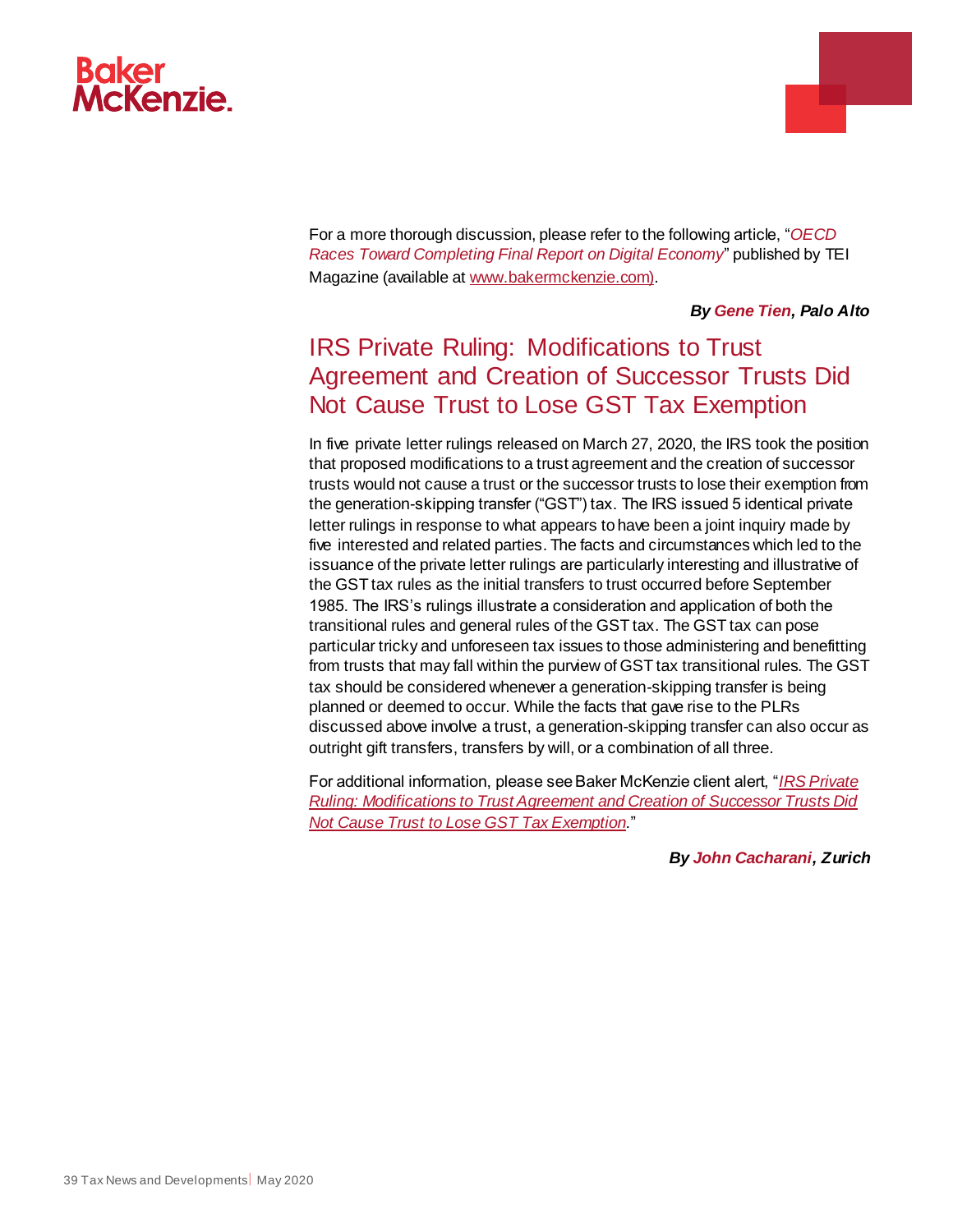For a more thorough discussion, please refer to the following article, "*OECD Races Toward Completing Final Report on Digital Economy*" published by TEI Magazine (available at www.bakermckenzie.com).

***By Gene Tien, Palo Alto***

## IRS Private Ruling: Modifications to Trust Agreement and Creation of Successor Trusts Did Not Cause Trust to Lose GST Tax Exemption

In five private letter rulings released on March 27, 2020, the IRS took the position that proposed modifications to a trust agreement and the creation of successor trusts would not cause a trust or the successor trusts to lose their exemption from the generation-skipping transfer ("GST") tax. The IRS issued 5 identical private letter rulings in response to what appears to have been a joint inquiry made by five interested and related parties. The facts and circumstances which led to the issuance of the private letter rulings are particularly interesting and illustrative of the GST tax rules as the initial transfers to trust occurred before September 1985. The IRS's rulings illustrate a consideration and application of both the transitional rules and general rules of the GST tax. The GST tax can pose particular tricky and unforeseen tax issues to those administering and benefitting from trusts that may fall within the purview of GST tax transitional rules. The GST tax should be considered whenever a generation-skipping transfer is being planned or deemed to occur. While the facts that gave rise to the PLRs discussed above involve a trust, a generation-skipping transfer can also occur as outright gift transfers, transfers by will, or a combination of all three.

For additional information, please see Baker McKenzie client alert, "*IRS Private Ruling: Modifications to Trust Agreement and Creation of Successor Trusts Did Not Cause Trust to Lose GST Tax Exemption*."

***By John Cacharani, Zurich***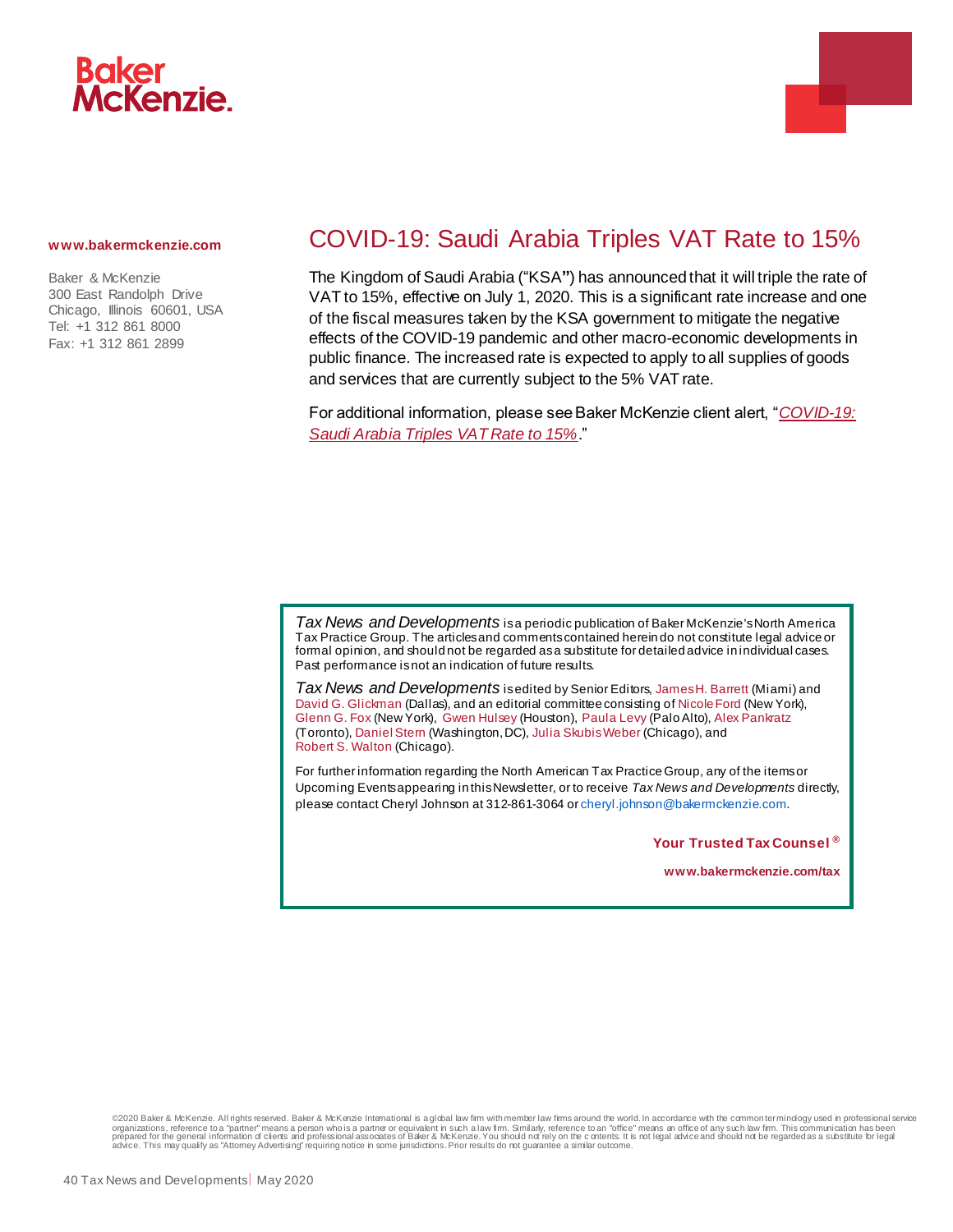Baker McKenzie.

**www.bakermckenzie.com**

Baker & McKenzie
300 East Randolph Drive
Chicago, Illinois 60601, USA
Tel: +1 312 861 8000
Fax: +1 312 861 2899

# COVID-19: Saudi Arabia Triples VAT Rate to 15%

The Kingdom of Saudi Arabia ("KSA") has announced that it will triple the rate of VAT to 15%, effective on July 1, 2020. This is a significant rate increase and one of the fiscal measures taken by the KSA government to mitigate the negative effects of the COVID-19 pandemic and other macro-economic developments in public finance. The increased rate is expected to apply to all supplies of goods and services that are currently subject to the 5% VAT rate.

For additional information, please see Baker McKenzie client alert, "*COVID-19: Saudi Arabia Triples VAT Rate to 15%*."

---

*Tax News and Developments* is a periodic publication of Baker McKenzie's North America Tax Practice Group. The articles and comments contained herein do not constitute legal advice or formal opinion, and should not be regarded as a substitute for detailed advice in individual cases. Past performance is not an indication of future results.

*Tax News and Developments* is edited by Senior Editors, James H. Barrett (Miami) and David G. Glickman (Dallas), and an editorial committee consisting of Nicole Ford (New York), Glenn G. Fox (New York), Gwen Hulsey (Houston), Paula Levy (Palo Alto), Alex Pankratz (Toronto), Daniel Stern (Washington, DC), Julia Skubis Weber (Chicago), and Robert S. Walton (Chicago).

For further information regarding the North American Tax Practice Group, any of the items or Upcoming Events appearing in this Newsletter, or to receive *Tax News and Developments* directly, please contact Cheryl Johnson at 312-861-3064 or cheryl.johnson@bakermckenzie.com.

**Your Trusted Tax Counsel ®**

**www.bakermckenzie.com/tax**

---

©2020 Baker & McKenzie. All rights reserved. Baker & McKenzie International is a global law firm with member law firms around the world. In accordance with the common terminology used in professional service organizations, reference to a "partner" means a person who is a partner or equivalent in such a law firm. Similarly, reference to an "office" means an office of any such law firm. This communication has been prepared for the general information of clients and professional associates of Baker & McKenzie. You should not rely on the contents. It is not legal advice and should not be regarded as a substitute for legal advice. This may qualify as "Attorney Advertising" requiring notice in some jurisdictions. Prior results do not guarantee a similar outcome.